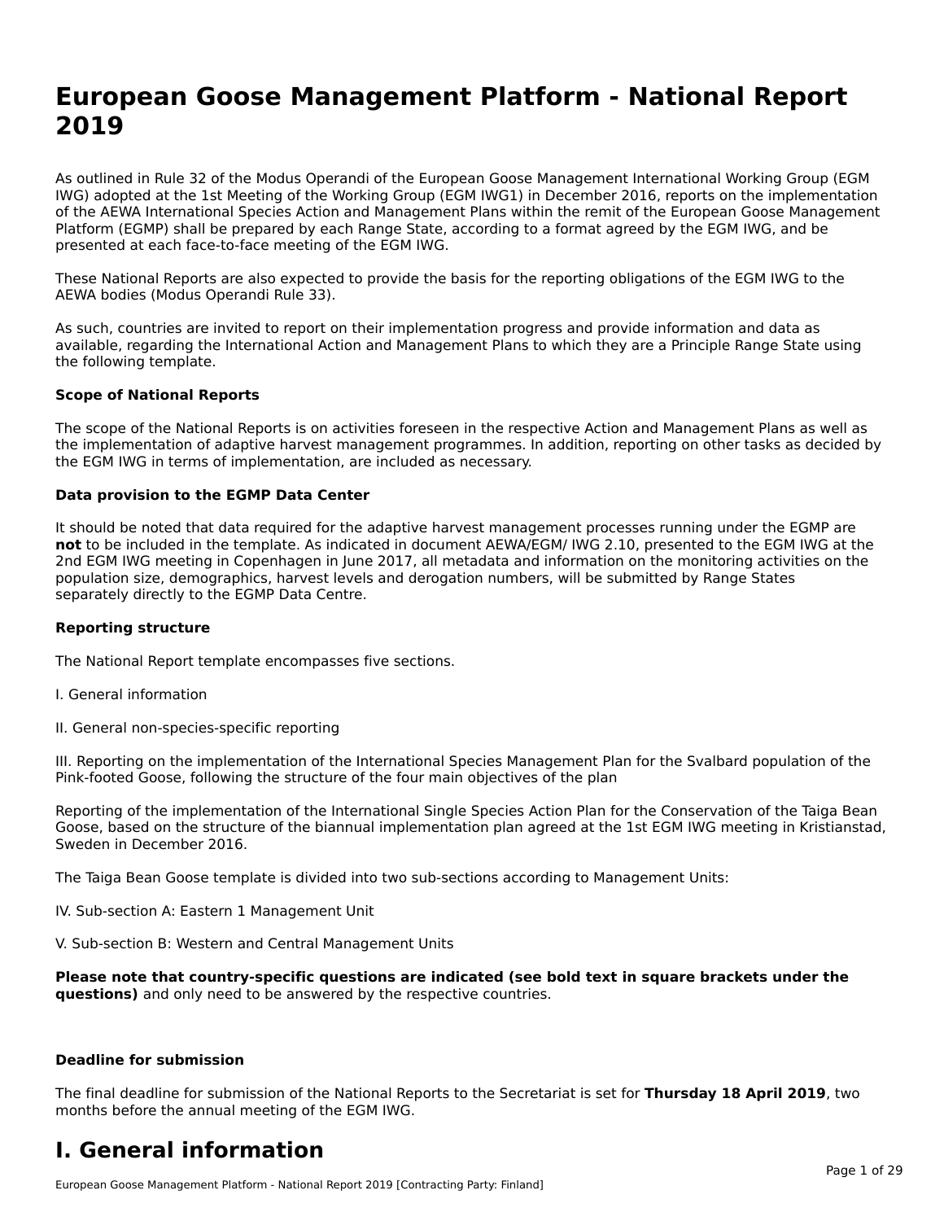# European Goose Management Platform - National Report 2019

As outlined in Rule 32 of the Modus Operandi of the European Goose Management International Working Group (EGM IWG) adopted at the 1st Meeting of the Working Group (EGM IWG1) in December 2016, reports on the implementation of the AEWA International Species Action and Management Plans within the remit of the European Goose Management Platform (EGMP) shall be prepared by each Range State, according to a format agreed by the EGM IWG, and be presented at each face-to-face meeting of the EGM IWG.

These National Reports are also expected to provide the basis for the reporting obligations of the EGM IWG to the AEWA bodies (Modus Operandi Rule 33).

As such, countries are invited to report on their implementation progress and provide information and data as available, regarding the International Action and Management Plans to which they are a Principle Range State using the following template.

**Scope of National Reports**

The scope of the National Reports is on activities foreseen in the respective Action and Management Plans as well as the implementation of adaptive harvest management programmes. In addition, reporting on other tasks as decided by the EGM IWG in terms of implementation, are included as necessary.

**Data provision to the EGMP Data Center**

It should be noted that data required for the adaptive harvest management processes running under the EGMP are **not** to be included in the template. As indicated in document AEWA/EGM/ IWG 2.10, presented to the EGM IWG at the 2nd EGM IWG meeting in Copenhagen in June 2017, all metadata and information on the monitoring activities on the population size, demographics, harvest levels and derogation numbers, will be submitted by Range States separately directly to the EGMP Data Centre.

**Reporting structure**

The National Report template encompasses five sections.

I. General information

II. General non-species-specific reporting

III. Reporting on the implementation of the International Species Management Plan for the Svalbard population of the Pink-footed Goose, following the structure of the four main objectives of the plan

Reporting of the implementation of the International Single Species Action Plan for the Conservation of the Taiga Bean Goose, based on the structure of the biannual implementation plan agreed at the 1st EGM IWG meeting in Kristianstad, Sweden in December 2016.

The Taiga Bean Goose template is divided into two sub-sections according to Management Units:

IV. Sub-section A: Eastern 1 Management Unit

V. Sub-section B: Western and Central Management Units

**Please note that country-specific questions are indicated (see bold text in square brackets under the questions)** and only need to be answered by the respective countries.

**Deadline for submission**

The final deadline for submission of the National Reports to the Secretariat is set for **Thursday 18 April 2019**, two months before the annual meeting of the EGM IWG.

# I. General information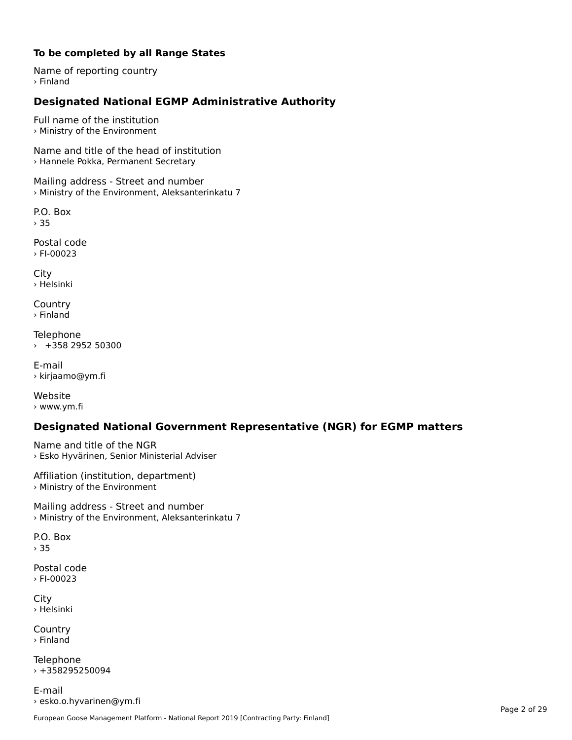**To be completed by all Range States**

Name of reporting country
› Finland

## Designated National EGMP Administrative Authority

Full name of the institution
› Ministry of the Environment

Name and title of the head of institution
› Hannele Pokka, Permanent Secretary

Mailing address - Street and number
› Ministry of the Environment, Aleksanterinkatu 7

P.O. Box
› 35

Postal code
› FI-00023

City
› Helsinki

Country
› Finland

Telephone
› +358 2952 50300

E-mail
› kirjaamo@ym.fi

Website
› www.ym.fi

## Designated National Government Representative (NGR) for EGMP matters

Name and title of the NGR
› Esko Hyvärinen, Senior Ministerial Adviser

Affiliation (institution, department)
› Ministry of the Environment

Mailing address - Street and number
› Ministry of the Environment, Aleksanterinkatu 7

P.O. Box
› 35

Postal code
› FI-00023

City
› Helsinki

Country
› Finland

Telephone
› +358295250094

E-mail
› esko.o.hyvarinen@ym.fi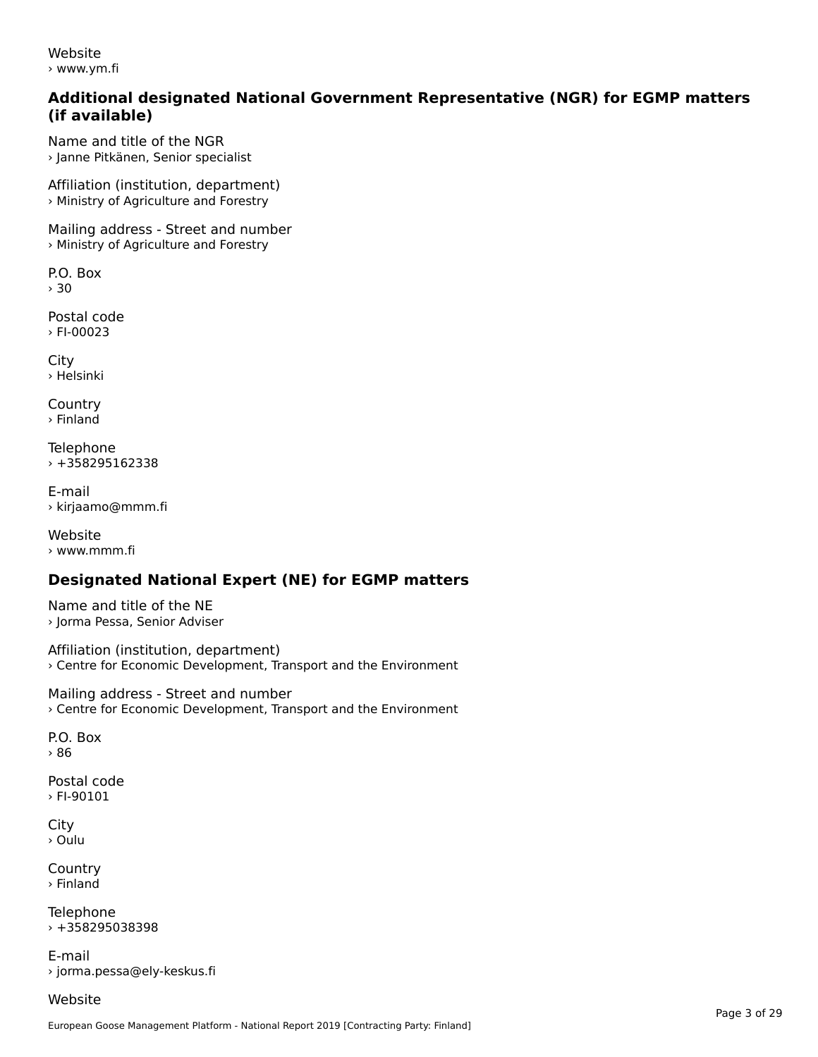Website
› www.ym.fi

## Additional designated National Government Representative (NGR) for EGMP matters (if available)

Name and title of the NGR
› Janne Pitkänen, Senior specialist

Affiliation (institution, department)
› Ministry of Agriculture and Forestry

Mailing address - Street and number
› Ministry of Agriculture and Forestry

P.O. Box
› 30

Postal code
› FI-00023

City
› Helsinki

Country
› Finland

Telephone
› +358295162338

E-mail
› kirjaamo@mmm.fi

Website
› www.mmm.fi

## Designated National Expert (NE) for EGMP matters

Name and title of the NE
› Jorma Pessa, Senior Adviser

Affiliation (institution, department)
› Centre for Economic Development, Transport and the Environment

Mailing address - Street and number
› Centre for Economic Development, Transport and the Environment

P.O. Box
› 86

Postal code
› FI-90101

City
› Oulu

Country
› Finland

Telephone
› +358295038398

E-mail
› jorma.pessa@ely-keskus.fi

Website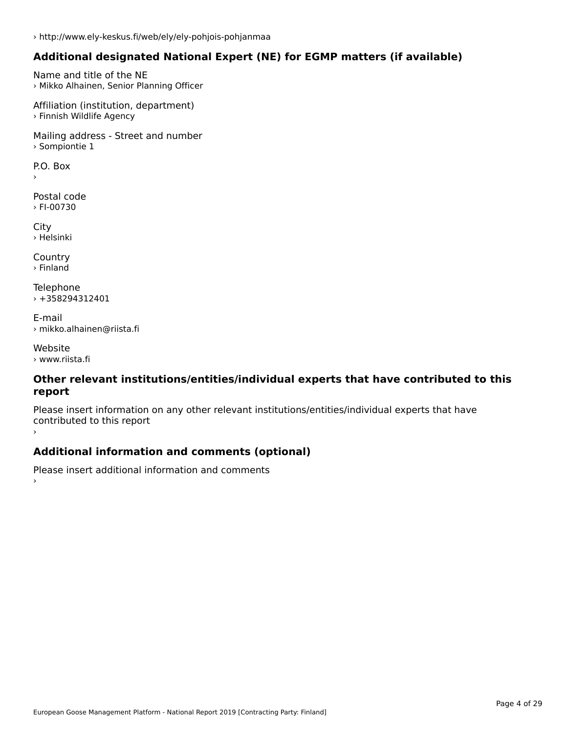› http://www.ely-keskus.fi/web/ely/ely-pohjois-pohjanmaa

## Additional designated National Expert (NE) for EGMP matters (if available)

Name and title of the NE
› Mikko Alhainen, Senior Planning Officer

Affiliation (institution, department)
› Finnish Wildlife Agency

Mailing address - Street and number
› Sompiontie 1

P.O. Box
›

Postal code
› FI-00730

City
› Helsinki

Country
› Finland

Telephone
› +358294312401

E-mail
› mikko.alhainen@riista.fi

Website
› www.riista.fi

## Other relevant institutions/entities/individual experts that have contributed to this report

Please insert information on any other relevant institutions/entities/individual experts that have contributed to this report
›

## Additional information and comments (optional)

Please insert additional information and comments
›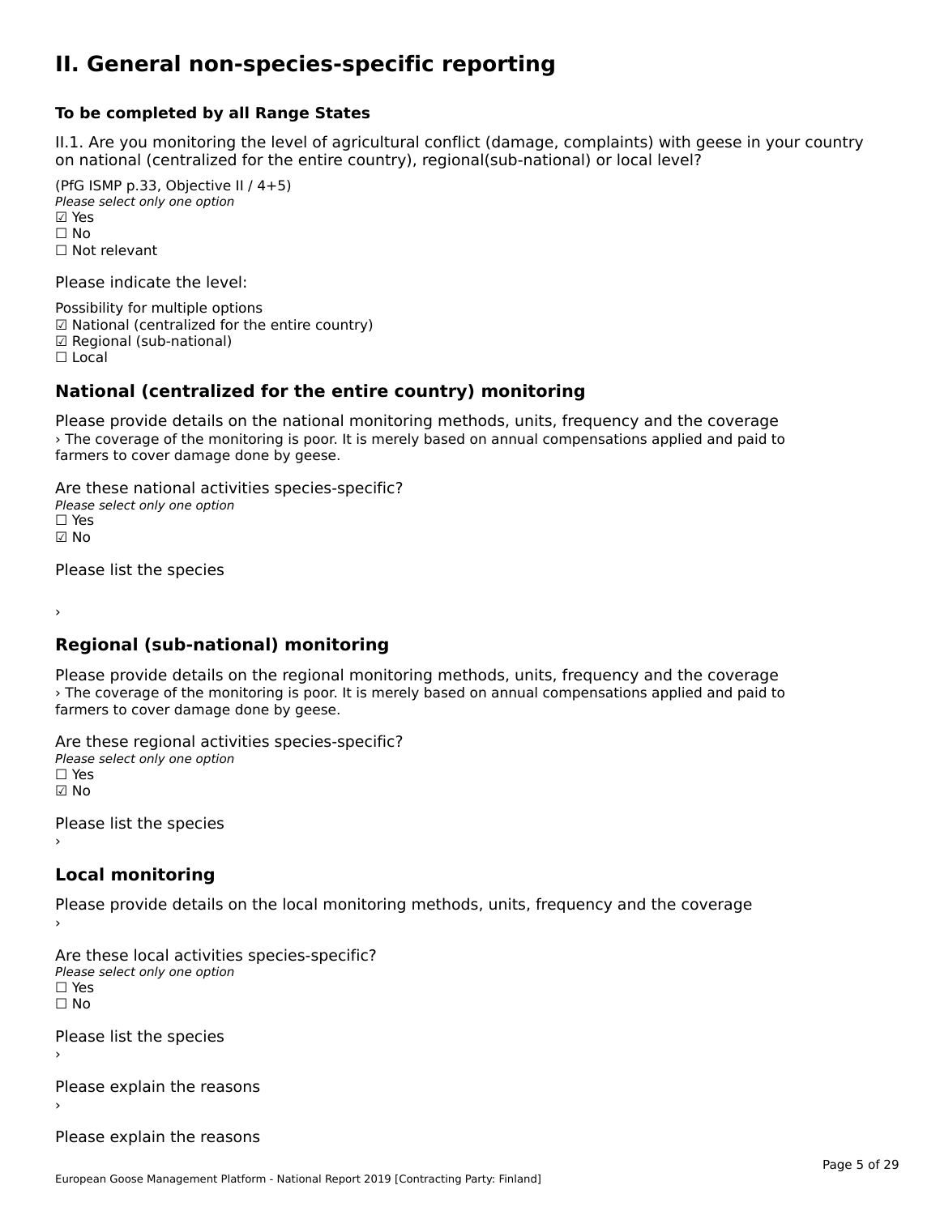# II. General non-species-specific reporting

**To be completed by all Range States**

II.1. Are you monitoring the level of agricultural conflict (damage, complaints) with geese in your country on national (centralized for the entire country), regional(sub-national) or local level?

(PfG ISMP p.33, Objective II / 4+5)
*Please select only one option*
☑ Yes
☐ No
☐ Not relevant

Please indicate the level:

Possibility for multiple options
☑ National (centralized for the entire country)
☑ Regional (sub-national)
☐ Local

## National (centralized for the entire country) monitoring

Please provide details on the national monitoring methods, units, frequency and the coverage
› The coverage of the monitoring is poor. It is merely based on annual compensations applied and paid to farmers to cover damage done by geese.

Are these national activities species-specific?
*Please select only one option*
☐ Yes
☑ No

Please list the species

›

## Regional (sub-national) monitoring

Please provide details on the regional monitoring methods, units, frequency and the coverage
› The coverage of the monitoring is poor. It is merely based on annual compensations applied and paid to farmers to cover damage done by geese.

Are these regional activities species-specific?
*Please select only one option*
☐ Yes
☑ No

Please list the species
›

## Local monitoring

Please provide details on the local monitoring methods, units, frequency and the coverage
›

Are these local activities species-specific?
*Please select only one option*
☐ Yes
☐ No

Please list the species
›

Please explain the reasons
›

Please explain the reasons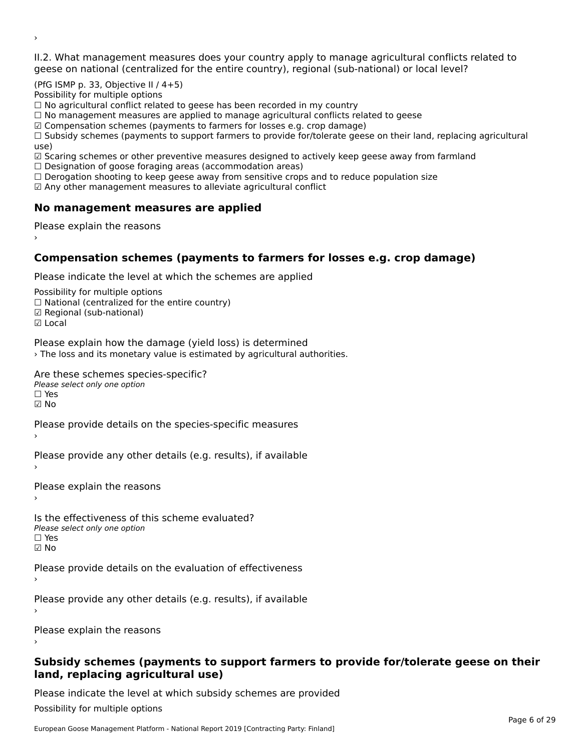›

II.2. What management measures does your country apply to manage agricultural conflicts related to geese on national (centralized for the entire country), regional (sub-national) or local level?

(PfG ISMP p. 33, Objective II / 4+5)
Possibility for multiple options
☐ No agricultural conflict related to geese has been recorded in my country
☐ No management measures are applied to manage agricultural conflicts related to geese
☑ Compensation schemes (payments to farmers for losses e.g. crop damage)
☐ Subsidy schemes (payments to support farmers to provide for/tolerate geese on their land, replacing agricultural use)
☑ Scaring schemes or other preventive measures designed to actively keep geese away from farmland
☐ Designation of goose foraging areas (accommodation areas)
☐ Derogation shooting to keep geese away from sensitive crops and to reduce population size
☑ Any other management measures to alleviate agricultural conflict

## No management measures are applied

Please explain the reasons
›

## Compensation schemes (payments to farmers for losses e.g. crop damage)

Please indicate the level at which the schemes are applied

Possibility for multiple options
☐ National (centralized for the entire country)
☑ Regional (sub-national)
☑ Local

Please explain how the damage (yield loss) is determined
› The loss and its monetary value is estimated by agricultural authorities.

Are these schemes species-specific?
*Please select only one option*
☐ Yes
☑ No

Please provide details on the species-specific measures
›

Please provide any other details (e.g. results), if available
›

Please explain the reasons
›

Is the effectiveness of this scheme evaluated?
*Please select only one option*
☐ Yes
☑ No

Please provide details on the evaluation of effectiveness
›

Please provide any other details (e.g. results), if available
›

Please explain the reasons
›

## Subsidy schemes (payments to support farmers to provide for/tolerate geese on their land, replacing agricultural use)

Please indicate the level at which subsidy schemes are provided

Possibility for multiple options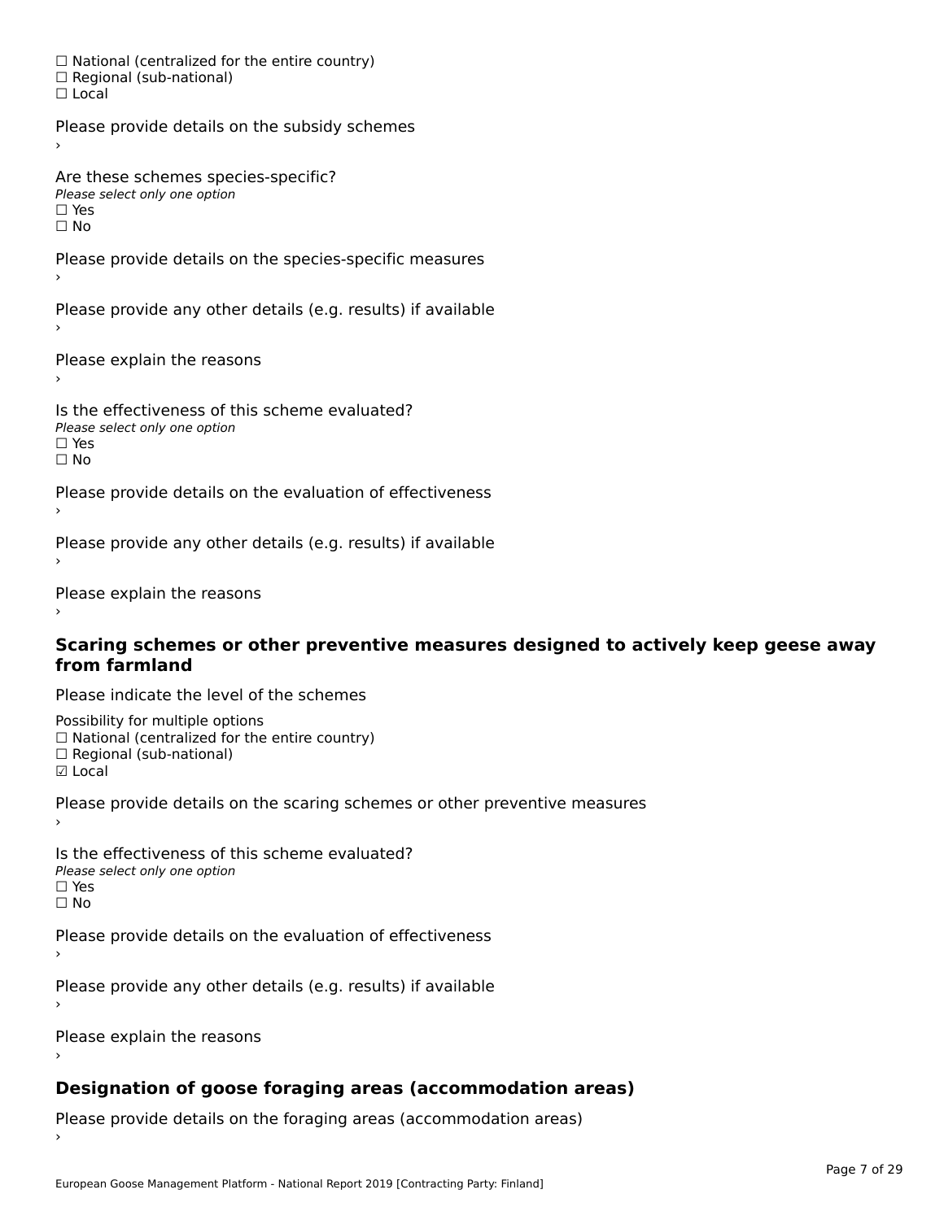☐ National (centralized for the entire country)
☐ Regional (sub-national)
☐ Local

Please provide details on the subsidy schemes
›

Are these schemes species-specific?
*Please select only one option*
☐ Yes
☐ No

Please provide details on the species-specific measures
›

Please provide any other details (e.g. results) if available
›

Please explain the reasons
›

Is the effectiveness of this scheme evaluated?
*Please select only one option*
☐ Yes
☐ No

Please provide details on the evaluation of effectiveness
›

Please provide any other details (e.g. results) if available
›

Please explain the reasons
›

### Scaring schemes or other preventive measures designed to actively keep geese away from farmland

Please indicate the level of the schemes

Possibility for multiple options
☐ National (centralized for the entire country)
☐ Regional (sub-national)
☑ Local

Please provide details on the scaring schemes or other preventive measures
›

Is the effectiveness of this scheme evaluated?
*Please select only one option*
☐ Yes
☐ No

Please provide details on the evaluation of effectiveness
›

Please provide any other details (e.g. results) if available
›

Please explain the reasons
›

### Designation of goose foraging areas (accommodation areas)

Please provide details on the foraging areas (accommodation areas)
›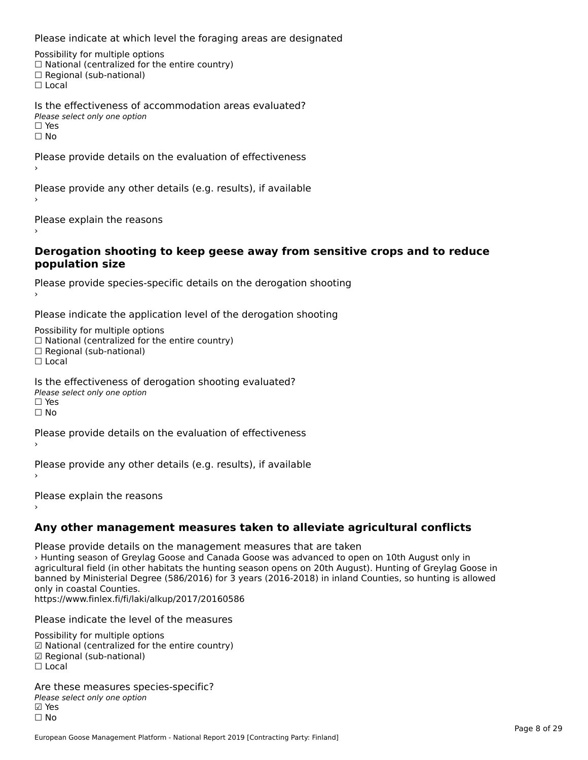Please indicate at which level the foraging areas are designated

Possibility for multiple options
☐ National (centralized for the entire country)
☐ Regional (sub-national)
☐ Local

Is the effectiveness of accommodation areas evaluated?
*Please select only one option*
☐ Yes
☐ No

Please provide details on the evaluation of effectiveness
›

Please provide any other details (e.g. results), if available
›

Please explain the reasons
›

### Derogation shooting to keep geese away from sensitive crops and to reduce population size

Please provide species-specific details on the derogation shooting
›

Please indicate the application level of the derogation shooting

Possibility for multiple options
☐ National (centralized for the entire country)
☐ Regional (sub-national)
☐ Local

Is the effectiveness of derogation shooting evaluated?
*Please select only one option*
☐ Yes
☐ No

Please provide details on the evaluation of effectiveness
›

Please provide any other details (e.g. results), if available
›

Please explain the reasons
›

### Any other management measures taken to alleviate agricultural conflicts

Please provide details on the management measures that are taken
› Hunting season of Greylag Goose and Canada Goose was advanced to open on 10th August only in agricultural field (in other habitats the hunting season opens on 20th August). Hunting of Greylag Goose in banned by Ministerial Degree (586/2016) for 3 years (2016-2018) in inland Counties, so hunting is allowed only in coastal Counties.
https://www.finlex.fi/fi/laki/alkup/2017/20160586

Please indicate the level of the measures

Possibility for multiple options
☑ National (centralized for the entire country)
☑ Regional (sub-national)
☐ Local

Are these measures species-specific?
*Please select only one option*
☑ Yes
☐ No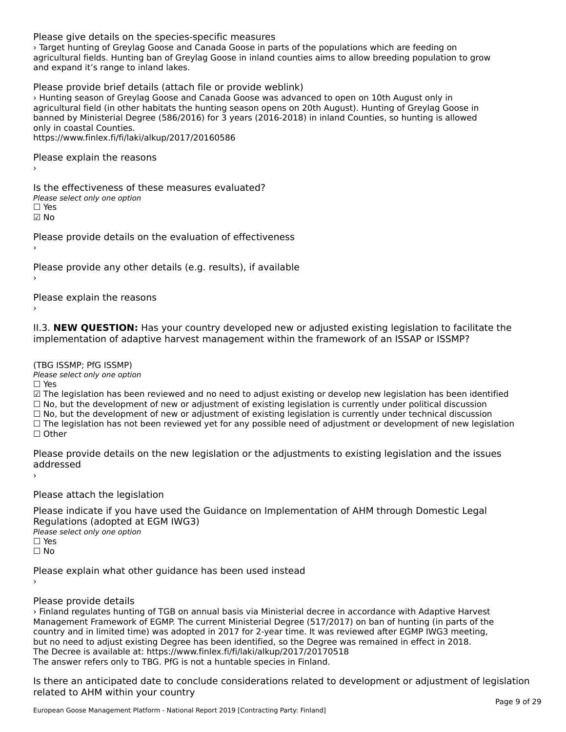Please give details on the species-specific measures

› Target hunting of Greylag Goose and Canada Goose in parts of the populations which are feeding on agricultural fields. Hunting ban of Greylag Goose in inland counties aims to allow breeding population to grow and expand it's range to inland lakes.

Please provide brief details (attach file or provide weblink)

› Hunting season of Greylag Goose and Canada Goose was advanced to open on 10th August only in agricultural field (in other habitats the hunting season opens on 20th August). Hunting of Greylag Goose in banned by Ministerial Degree (586/2016) for 3 years (2016-2018) in inland Counties, so hunting is allowed only in coastal Counties.
https://www.finlex.fi/fi/laki/alkup/2017/20160586

Please explain the reasons

›

Is the effectiveness of these measures evaluated?

*Please select only one option*

☐ Yes
☑ No

Please provide details on the evaluation of effectiveness

›

Please provide any other details (e.g. results), if available

›

Please explain the reasons

›

II.3. **NEW QUESTION:** Has your country developed new or adjusted existing legislation to facilitate the implementation of adaptive harvest management within the framework of an ISSAP or ISSMP?

(TBG ISSMP; PfG ISSMP)

*Please select only one option*

☐ Yes
☑ The legislation has been reviewed and no need to adjust existing or develop new legislation has been identified
☐ No, but the development of new or adjustment of existing legislation is currently under political discussion
☐ No, but the development of new or adjustment of existing legislation is currently under technical discussion
☐ The legislation has not been reviewed yet for any possible need of adjustment or development of new legislation
☐ Other

Please provide details on the new legislation or the adjustments to existing legislation and the issues addressed

›

Please attach the legislation

Please indicate if you have used the Guidance on Implementation of AHM through Domestic Legal Regulations (adopted at EGM IWG3)

*Please select only one option*

☐ Yes
☐ No

Please explain what other guidance has been used instead

›

Please provide details

› Finland regulates hunting of TGB on annual basis via Ministerial decree in accordance with Adaptive Harvest Management Framework of EGMP. The current Ministerial Degree (517/2017) on ban of hunting (in parts of the country and in limited time) was adopted in 2017 for 2-year time. It was reviewed after EGMP IWG3 meeting, but no need to adjust existing Degree has been identified, so the Degree was remained in effect in 2018.
The Decree is available at: https://www.finlex.fi/fi/laki/alkup/2017/20170518
The answer refers only to TBG. PfG is not a huntable species in Finland.

Is there an anticipated date to conclude considerations related to development or adjustment of legislation related to AHM within your country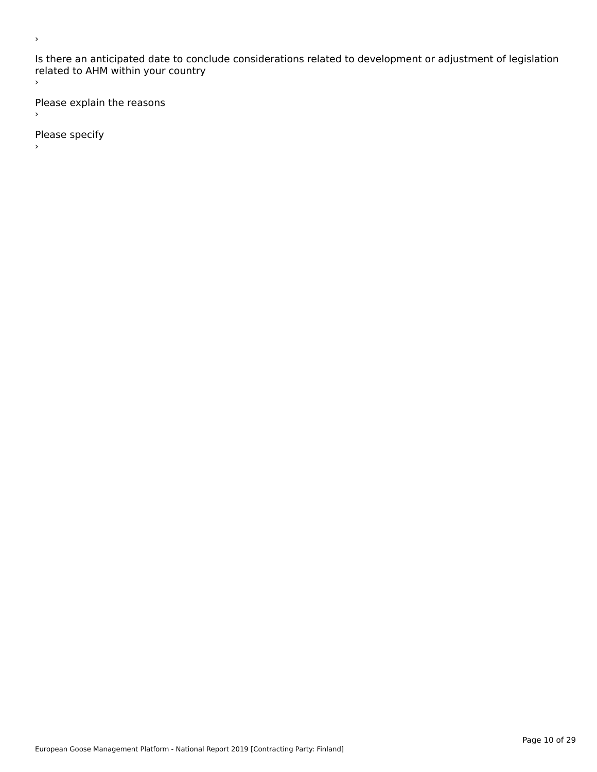›

Is there an anticipated date to conclude considerations related to development or adjustment of legislation related to AHM within your country

›

Please explain the reasons

›

Please specify

›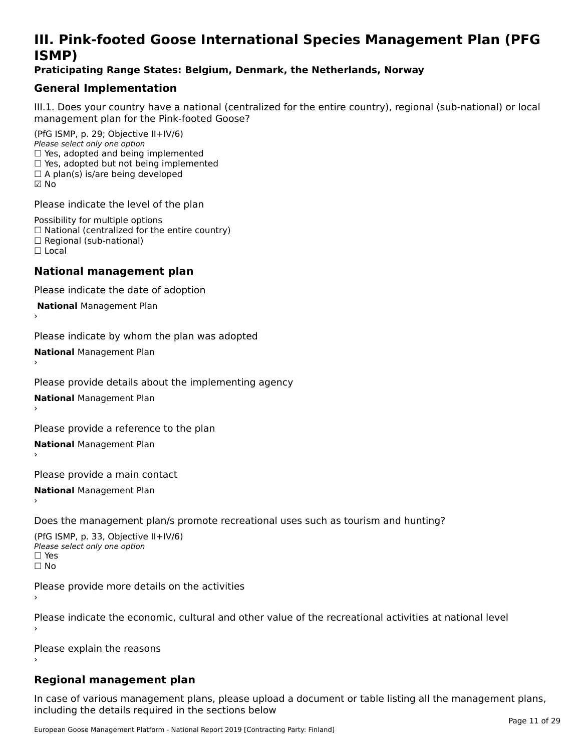# III. Pink-footed Goose International Species Management Plan (PFG ISMP)

**Praticipating Range States: Belgium, Denmark, the Netherlands, Norway**

## General Implementation

III.1. Does your country have a national (centralized for the entire country), regional (sub-national) or local management plan for the Pink-footed Goose?

(PfG ISMP, p. 29; Objective II+IV/6)

*Please select only one option*

☐ Yes, adopted and being implemented
☐ Yes, adopted but not being implemented
☐ A plan(s) is/are being developed
☑ No

Please indicate the level of the plan

Possibility for multiple options

☐ National (centralized for the entire country)
☐ Regional (sub-national)
☐ Local

## National management plan

Please indicate the date of adoption

**National** Management Plan

›

Please indicate by whom the plan was adopted

**National** Management Plan

›

Please provide details about the implementing agency

**National** Management Plan

›

Please provide a reference to the plan

**National** Management Plan

›

Please provide a main contact

**National** Management Plan

›

Does the management plan/s promote recreational uses such as tourism and hunting?

(PfG ISMP, p. 33, Objective II+IV/6)

*Please select only one option*

☐ Yes
☐ No

Please provide more details on the activities

›

Please indicate the economic, cultural and other value of the recreational activities at national level

›

Please explain the reasons

›

## Regional management plan

In case of various management plans, please upload a document or table listing all the management plans, including the details required in the sections below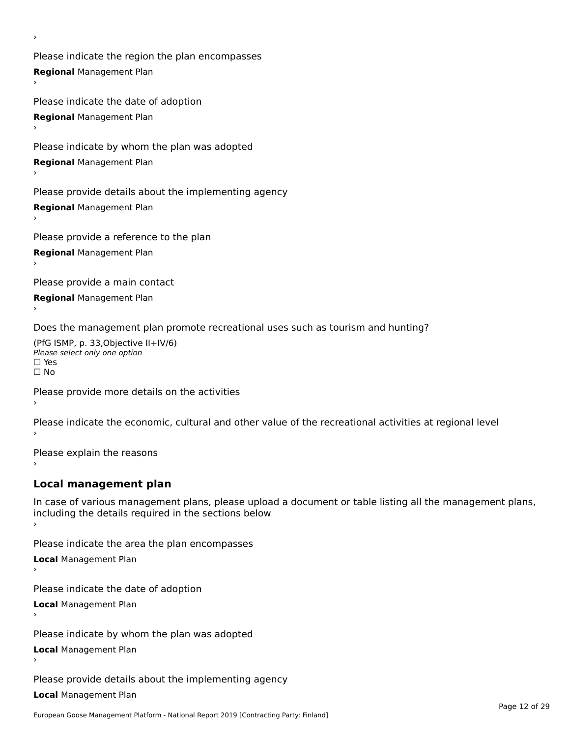›

Please indicate the region the plan encompasses

**Regional** Management Plan

›

Please indicate the date of adoption

**Regional** Management Plan

›

Please indicate by whom the plan was adopted

**Regional** Management Plan

›

Please provide details about the implementing agency

**Regional** Management Plan

›

Please provide a reference to the plan

**Regional** Management Plan

›

Please provide a main contact

**Regional** Management Plan

›

Does the management plan promote recreational uses such as tourism and hunting?

(PfG ISMP, p. 33,Objective II+IV/6)
*Please select only one option*
☐ Yes
☐ No

Please provide more details on the activities

›

Please indicate the economic, cultural and other value of the recreational activities at regional level

›

Please explain the reasons

›

## Local management plan

In case of various management plans, please upload a document or table listing all the management plans, including the details required in the sections below

›

Please indicate the area the plan encompasses

**Local** Management Plan

›

Please indicate the date of adoption

**Local** Management Plan

›

Please indicate by whom the plan was adopted

**Local** Management Plan

›

Please provide details about the implementing agency

**Local** Management Plan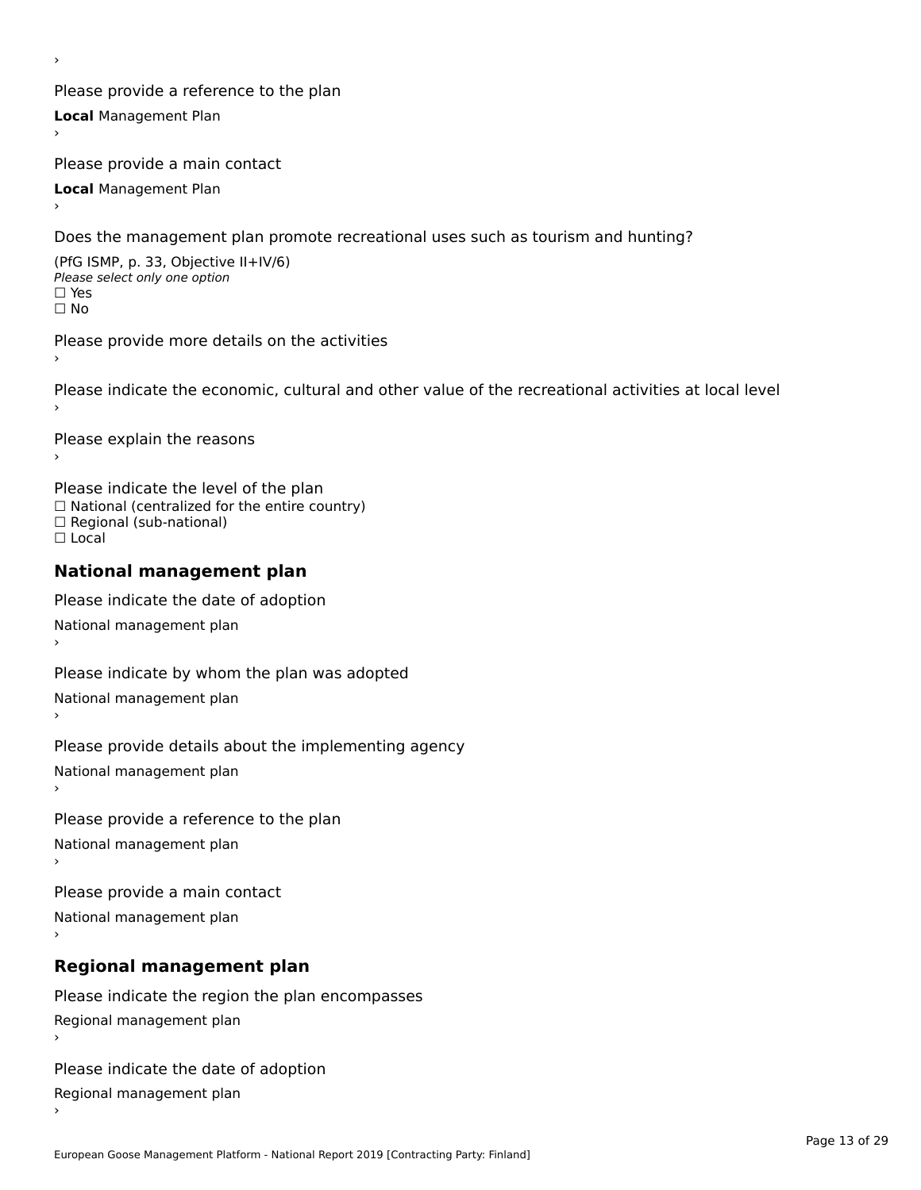›

Please provide a reference to the plan

**Local** Management Plan

›

Please provide a main contact

**Local** Management Plan

›

Does the management plan promote recreational uses such as tourism and hunting?

(PfG ISMP, p. 33, Objective II+IV/6)

*Please select only one option*

☐ Yes

☐ No

Please provide more details on the activities

›

Please indicate the economic, cultural and other value of the recreational activities at local level

›

Please explain the reasons

›

Please indicate the level of the plan

☐ National (centralized for the entire country)

☐ Regional (sub-national)

☐ Local

## National management plan

Please indicate the date of adoption

National management plan

›

Please indicate by whom the plan was adopted

National management plan

›

Please provide details about the implementing agency

National management plan

›

Please provide a reference to the plan

National management plan

›

Please provide a main contact

National management plan

›

## Regional management plan

Please indicate the region the plan encompasses

Regional management plan

›

Please indicate the date of adoption

Regional management plan

›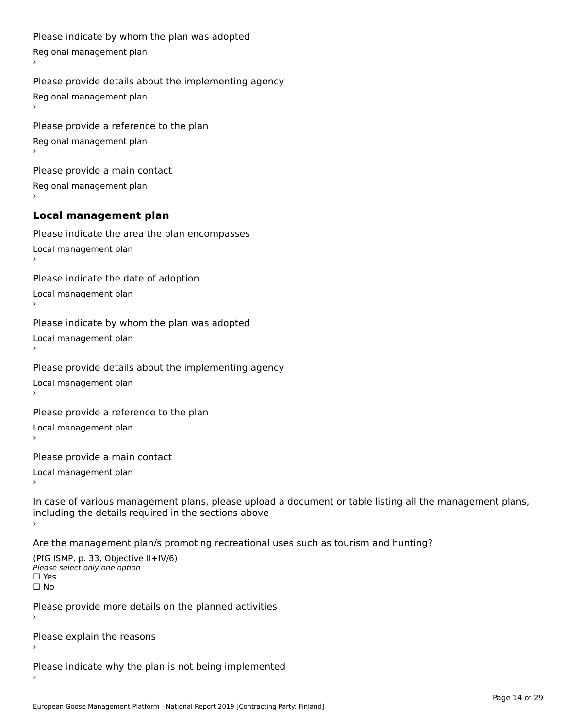Please indicate by whom the plan was adopted

Regional management plan

›

Please provide details about the implementing agency

Regional management plan

›

Please provide a reference to the plan

Regional management plan

›

Please provide a main contact

Regional management plan

›

### Local management plan

Please indicate the area the plan encompasses

Local management plan

›

Please indicate the date of adoption

Local management plan

›

Please indicate by whom the plan was adopted

Local management plan

›

Please provide details about the implementing agency

Local management plan

›

Please provide a reference to the plan

Local management plan

›

Please provide a main contact

Local management plan

›

In case of various management plans, please upload a document or table listing all the management plans, including the details required in the sections above

›

Are the management plan/s promoting recreational uses such as tourism and hunting?

(PfG ISMP, p. 33, Objective II+IV/6)

*Please select only one option*

☐ Yes

☐ No

Please provide more details on the planned activities

›

Please explain the reasons

›

Please indicate why the plan is not being implemented

›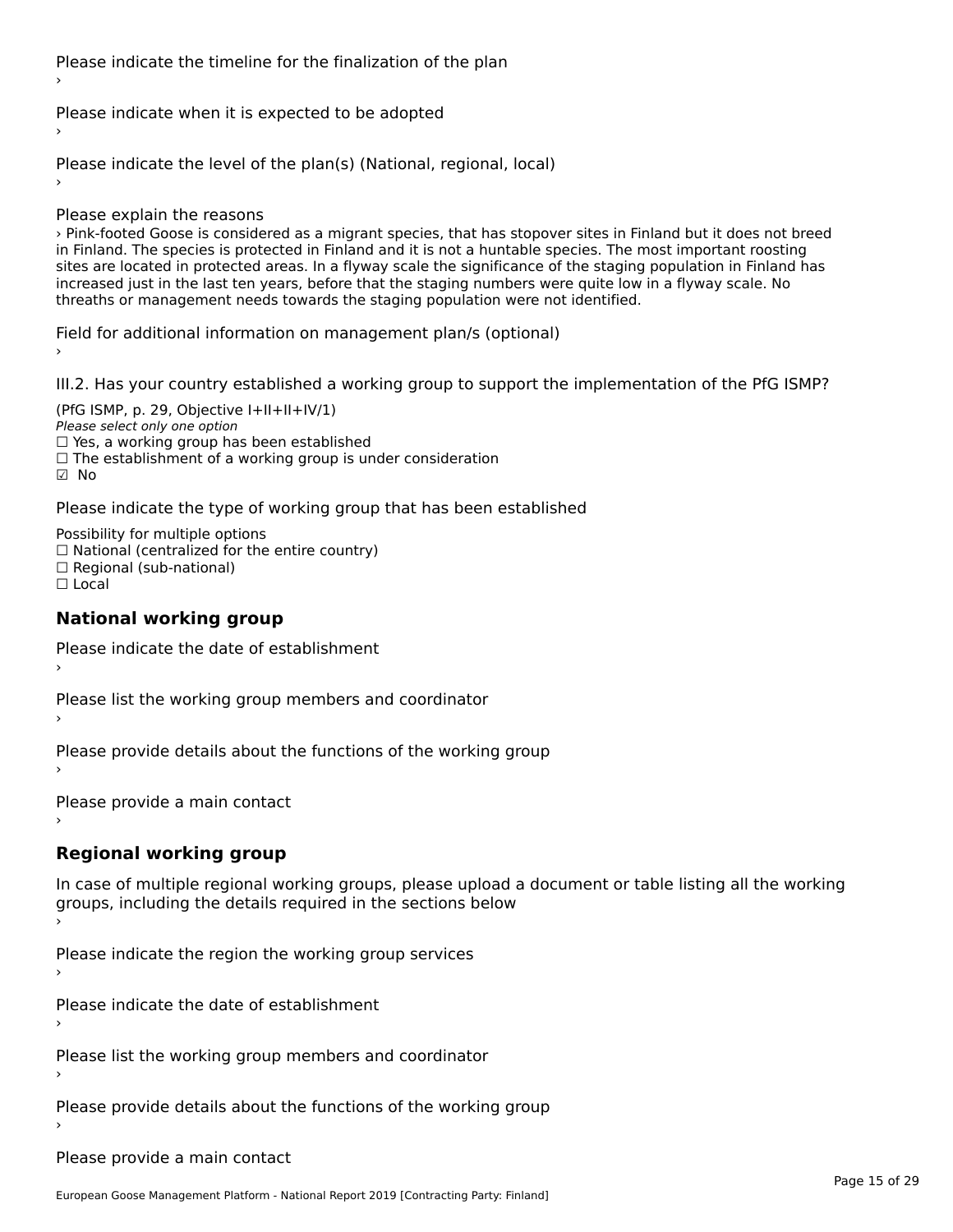Please indicate the timeline for the finalization of the plan

›

Please indicate when it is expected to be adopted

›

Please indicate the level of the plan(s) (National, regional, local)

›

Please explain the reasons

› Pink-footed Goose is considered as a migrant species, that has stopover sites in Finland but it does not breed in Finland. The species is protected in Finland and it is not a huntable species. The most important roosting sites are located in protected areas. In a flyway scale the significance of the staging population in Finland has increased just in the last ten years, before that the staging numbers were quite low in a flyway scale. No threaths or management needs towards the staging population were not identified.

Field for additional information on management plan/s (optional)

›

III.2. Has your country established a working group to support the implementation of the PfG ISMP?

(PfG ISMP, p. 29, Objective I+II+II+IV/1)

*Please select only one option*

☐ Yes, a working group has been established

☐ The establishment of a working group is under consideration

☑ No

Please indicate the type of working group that has been established

Possibility for multiple options

☐ National (centralized for the entire country)

☐ Regional (sub-national)

☐ Local

## National working group

Please indicate the date of establishment

›

Please list the working group members and coordinator

›

Please provide details about the functions of the working group

›

Please provide a main contact

›

## Regional working group

In case of multiple regional working groups, please upload a document or table listing all the working groups, including the details required in the sections below

›

Please indicate the region the working group services

›

Please indicate the date of establishment

›

Please list the working group members and coordinator

›

Please provide details about the functions of the working group

›

Please provide a main contact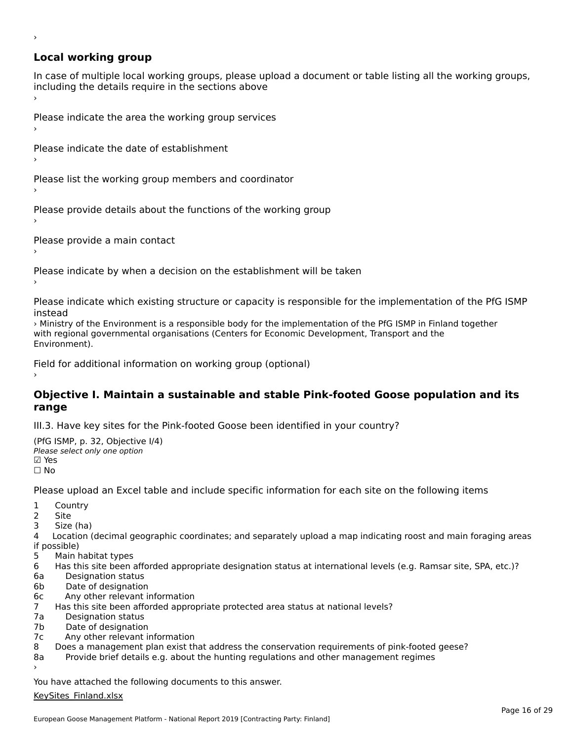›

### Local working group

In case of multiple local working groups, please upload a document or table listing all the working groups, including the details require in the sections above

›

Please indicate the area the working group services

›

Please indicate the date of establishment

›

Please list the working group members and coordinator

›

Please provide details about the functions of the working group

›

Please provide a main contact

›

Please indicate by when a decision on the establishment will be taken

›

Please indicate which existing structure or capacity is responsible for the implementation of the PfG ISMP instead

› Ministry of the Environment is a responsible body for the implementation of the PfG ISMP in Finland together with regional governmental organisations (Centers for Economic Development, Transport and the Environment).

Field for additional information on working group (optional)

›

## Objective I. Maintain a sustainable and stable Pink-footed Goose population and its range

III.3. Have key sites for the Pink-footed Goose been identified in your country?

(PfG ISMP, p. 32, Objective I/4)

*Please select only one option*

☑ Yes

☐ No

Please upload an Excel table and include specific information for each site on the following items

1 Country
2 Site
3 Size (ha)
4 Location (decimal geographic coordinates; and separately upload a map indicating roost and main foraging areas if possible)
5 Main habitat types
6 Has this site been afforded appropriate designation status at international levels (e.g. Ramsar site, SPA, etc.)?
6a Designation status
6b Date of designation
6c Any other relevant information
7 Has this site been afforded appropriate protected area status at national levels?
7a Designation status
7b Date of designation
7c Any other relevant information
8 Does a management plan exist that address the conservation requirements of pink-footed geese?
8a Provide brief details e.g. about the hunting regulations and other management regimes

›

You have attached the following documents to this answer.

KeySites_Finland.xlsx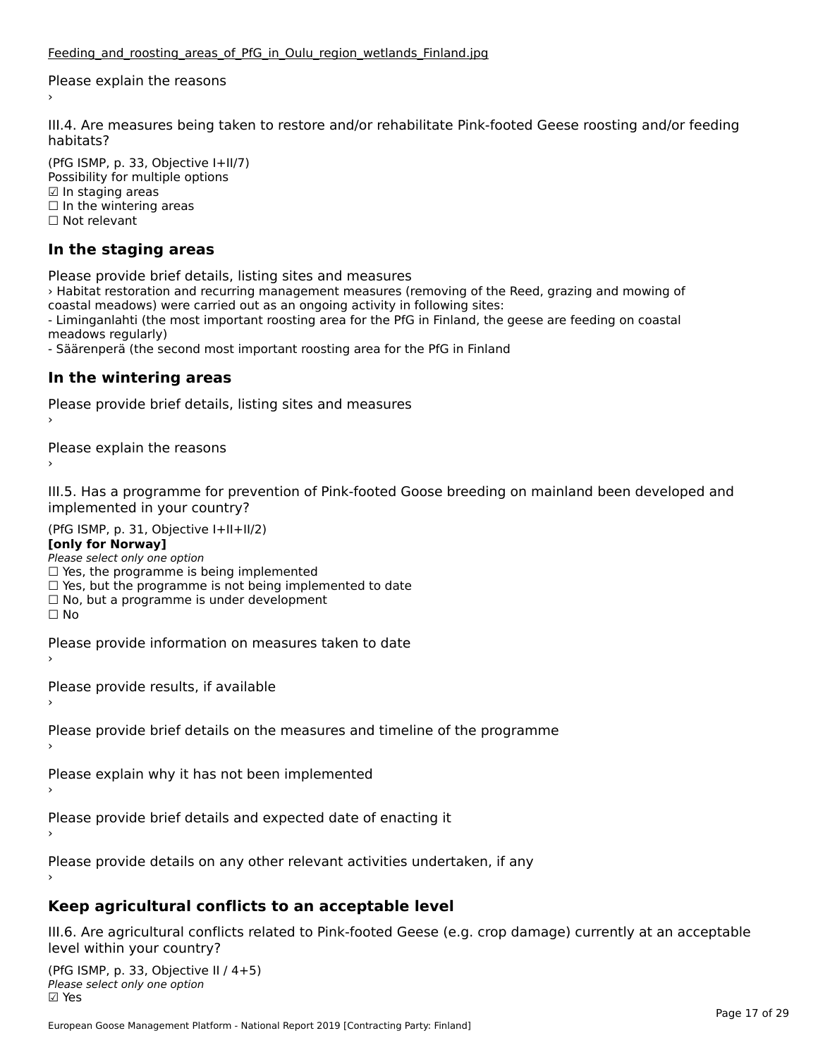Feeding_and_roosting_areas_of_PfG_in_Oulu_region_wetlands_Finland.jpg

Please explain the reasons

›

III.4. Are measures being taken to restore and/or rehabilitate Pink-footed Geese roosting and/or feeding habitats?

(PfG ISMP, p. 33, Objective I+II/7)
Possibility for multiple options
☑ In staging areas
☐ In the wintering areas
☐ Not relevant

## In the staging areas

Please provide brief details, listing sites and measures

› Habitat restoration and recurring management measures (removing of the Reed, grazing and mowing of coastal meadows) were carried out as an ongoing activity in following sites:
- Liminganlahti (the most important roosting area for the PfG in Finland, the geese are feeding on coastal meadows regularly)
- Säärenperä (the second most important roosting area for the PfG in Finland

## In the wintering areas

Please provide brief details, listing sites and measures

›

Please explain the reasons

›

III.5. Has a programme for prevention of Pink-footed Goose breeding on mainland been developed and implemented in your country?

(PfG ISMP, p. 31, Objective I+II+II/2)
**[only for Norway]**
*Please select only one option*
☐ Yes, the programme is being implemented
☐ Yes, but the programme is not being implemented to date
☐ No, but a programme is under development
☐ No

Please provide information on measures taken to date

›

Please provide results, if available

›

Please provide brief details on the measures and timeline of the programme

›

Please explain why it has not been implemented

›

Please provide brief details and expected date of enacting it

›

Please provide details on any other relevant activities undertaken, if any

›

## Keep agricultural conflicts to an acceptable level

III.6. Are agricultural conflicts related to Pink-footed Geese (e.g. crop damage) currently at an acceptable level within your country?

(PfG ISMP, p. 33, Objective II / 4+5)
*Please select only one option*
☑ Yes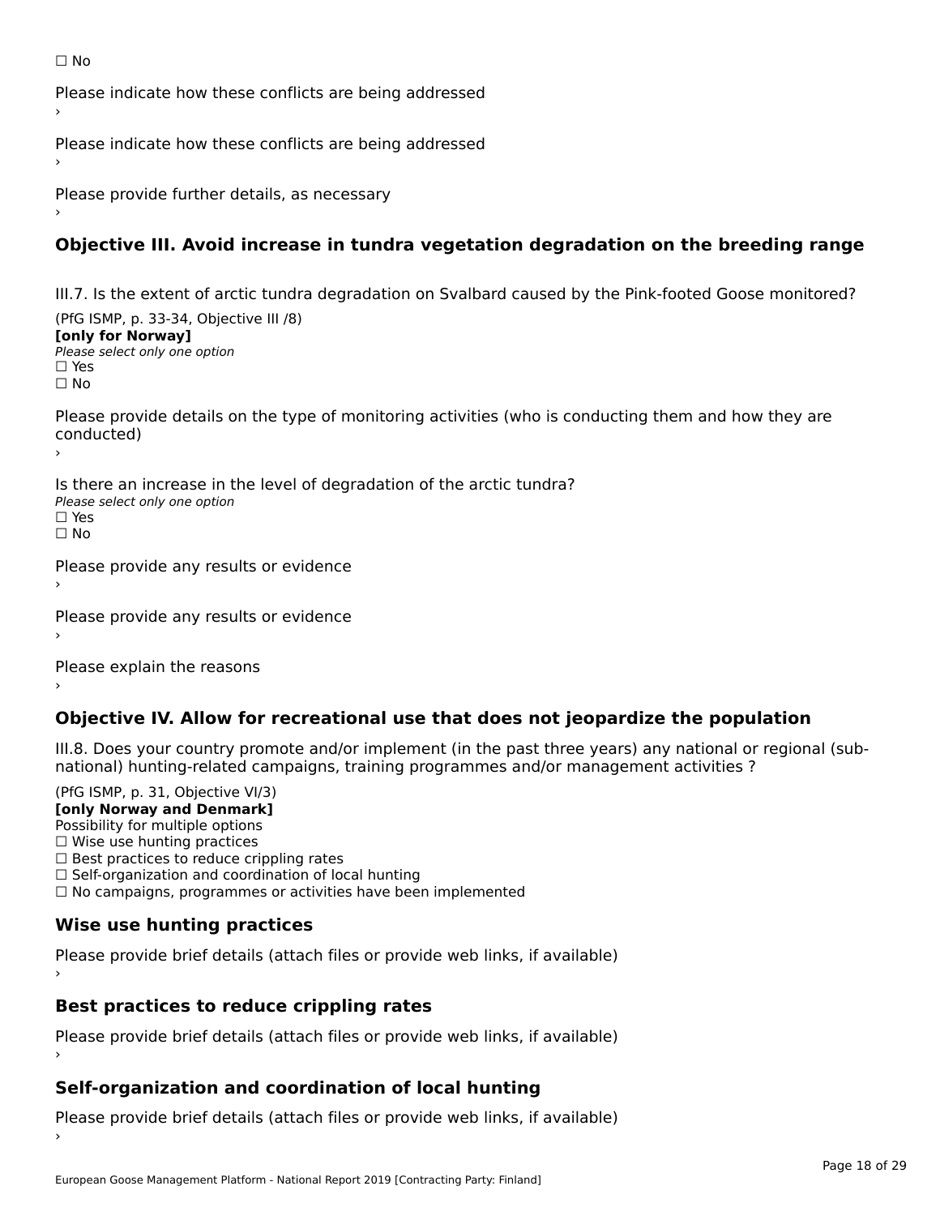☐ No

Please indicate how these conflicts are being addressed
›

Please indicate how these conflicts are being addressed
›

Please provide further details, as necessary
›

## Objective III. Avoid increase in tundra vegetation degradation on the breeding range

III.7. Is the extent of arctic tundra degradation on Svalbard caused by the Pink-footed Goose monitored?

(PfG ISMP, p. 33-34, Objective III /8)
**[only for Norway]**
*Please select only one option*
☐ Yes
☐ No

Please provide details on the type of monitoring activities (who is conducting them and how they are conducted)
›

Is there an increase in the level of degradation of the arctic tundra?
*Please select only one option*
☐ Yes
☐ No

Please provide any results or evidence
›

Please provide any results or evidence
›

Please explain the reasons
›

## Objective IV. Allow for recreational use that does not jeopardize the population

III.8. Does your country promote and/or implement (in the past three years) any national or regional (sub-national) hunting-related campaigns, training programmes and/or management activities ?

(PfG ISMP, p. 31, Objective VI/3)
**[only Norway and Denmark]**
Possibility for multiple options
☐ Wise use hunting practices
☐ Best practices to reduce crippling rates
☐ Self-organization and coordination of local hunting
☐ No campaigns, programmes or activities have been implemented

### Wise use hunting practices

Please provide brief details (attach files or provide web links, if available)
›

### Best practices to reduce crippling rates

Please provide brief details (attach files or provide web links, if available)
›

### Self-organization and coordination of local hunting

Please provide brief details (attach files or provide web links, if available)
›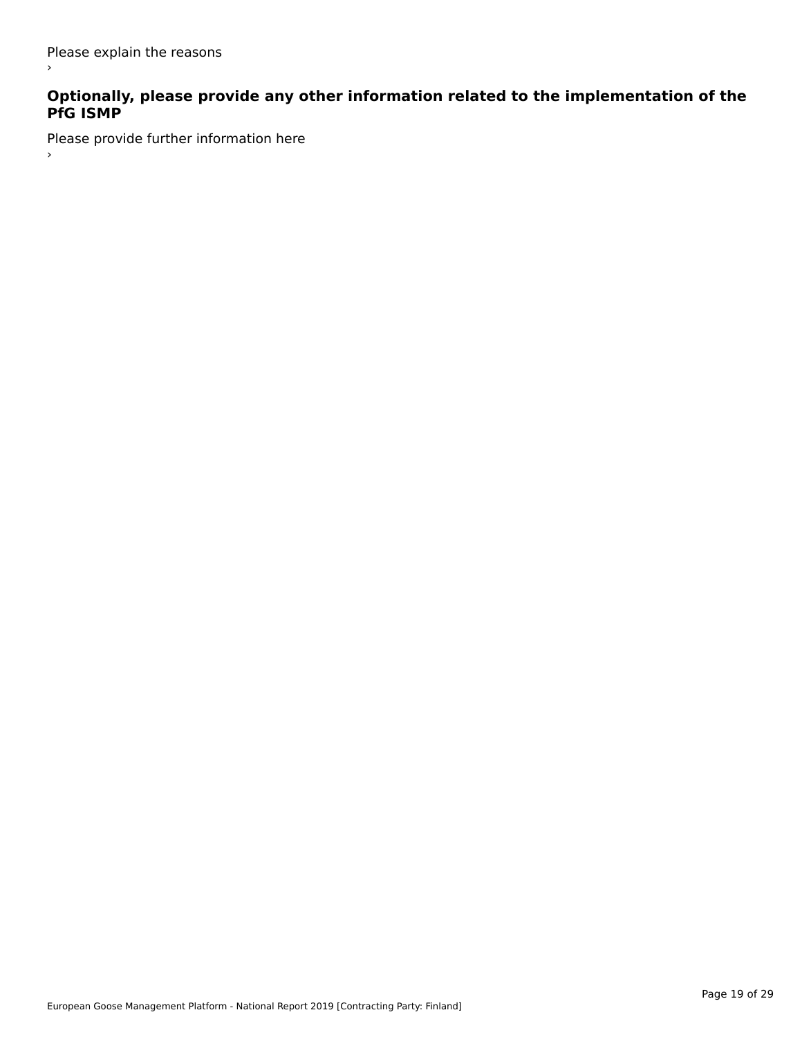Please explain the reasons

›

### Optionally, please provide any other information related to the implementation of the PfG ISMP

Please provide further information here

›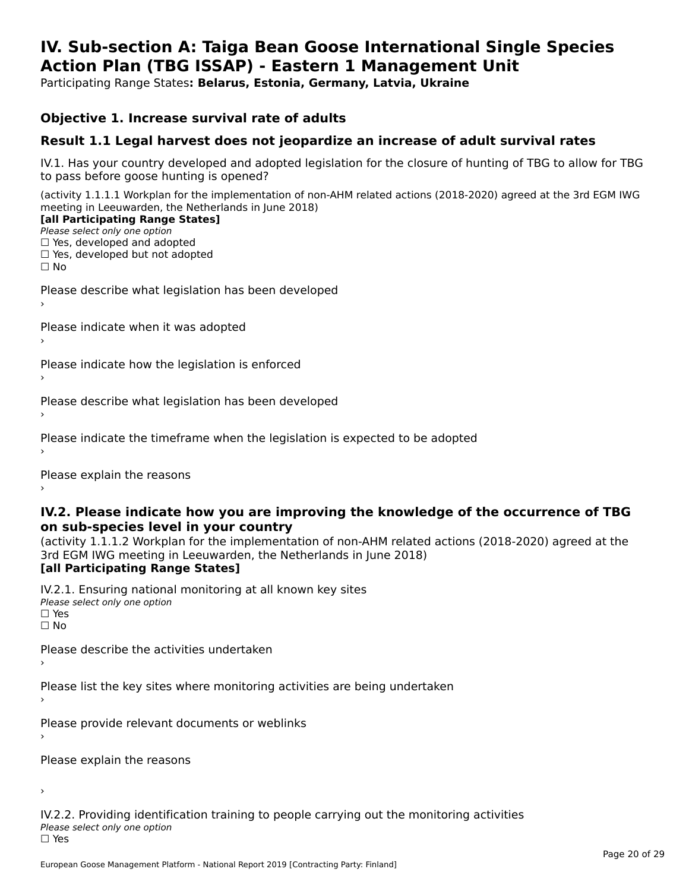# IV. Sub-section A: Taiga Bean Goose International Single Species Action Plan (TBG ISSAP) - Eastern 1 Management Unit

Participating Range States**: Belarus, Estonia, Germany, Latvia, Ukraine**

### Objective 1. Increase survival rate of adults

### Result 1.1 Legal harvest does not jeopardize an increase of adult survival rates

IV.1. Has your country developed and adopted legislation for the closure of hunting of TBG to allow for TBG to pass before goose hunting is opened?

(activity 1.1.1.1 Workplan for the implementation of non-AHM related actions (2018-2020) agreed at the 3rd EGM IWG meeting in Leeuwarden, the Netherlands in June 2018)
**[all Participating Range States]**
*Please select only one option*
☐ Yes, developed and adopted
☐ Yes, developed but not adopted
☐ No

Please describe what legislation has been developed
›

Please indicate when it was adopted
›

Please indicate how the legislation is enforced
›

Please describe what legislation has been developed
›

Please indicate the timeframe when the legislation is expected to be adopted
›

Please explain the reasons
›

### IV.2. Please indicate how you are improving the knowledge of the occurrence of TBG on sub-species level in your country

(activity 1.1.1.2 Workplan for the implementation of non-AHM related actions (2018-2020) agreed at the 3rd EGM IWG meeting in Leeuwarden, the Netherlands in June 2018)
**[all Participating Range States]**

IV.2.1. Ensuring national monitoring at all known key sites
*Please select only one option*
☐ Yes
☐ No

Please describe the activities undertaken
›

Please list the key sites where monitoring activities are being undertaken
›

Please provide relevant documents or weblinks
›

Please explain the reasons

›

IV.2.2. Providing identification training to people carrying out the monitoring activities
*Please select only one option*
☐ Yes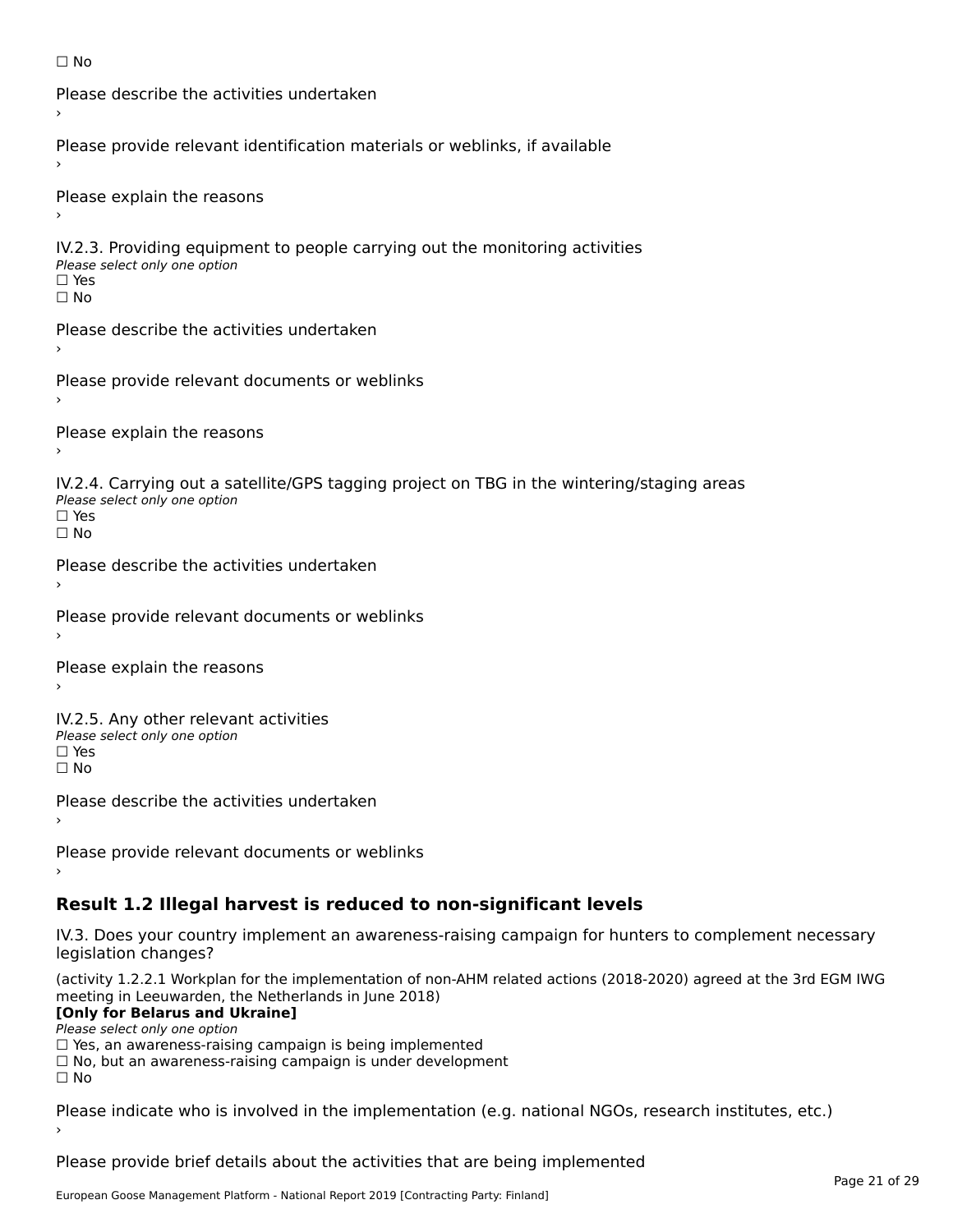☐ No

Please describe the activities undertaken

›

Please provide relevant identification materials or weblinks, if available

›

Please explain the reasons

›

IV.2.3. Providing equipment to people carrying out the monitoring activities

*Please select only one option*

☐ Yes

☐ No

Please describe the activities undertaken

›

Please provide relevant documents or weblinks

›

Please explain the reasons

›

IV.2.4. Carrying out a satellite/GPS tagging project on TBG in the wintering/staging areas

*Please select only one option*

☐ Yes

☐ No

Please describe the activities undertaken

›

Please provide relevant documents or weblinks

›

Please explain the reasons

›

IV.2.5. Any other relevant activities

*Please select only one option*

☐ Yes

☐ No

Please describe the activities undertaken

›

Please provide relevant documents or weblinks

›

## Result 1.2 Illegal harvest is reduced to non-significant levels

IV.3. Does your country implement an awareness-raising campaign for hunters to complement necessary legislation changes?

(activity 1.2.2.1 Workplan for the implementation of non-AHM related actions (2018-2020) agreed at the 3rd EGM IWG meeting in Leeuwarden, the Netherlands in June 2018)

**[Only for Belarus and Ukraine]**

*Please select only one option*

☐ Yes, an awareness-raising campaign is being implemented

☐ No, but an awareness-raising campaign is under development

☐ No

Please indicate who is involved in the implementation (e.g. national NGOs, research institutes, etc.)

›

Please provide brief details about the activities that are being implemented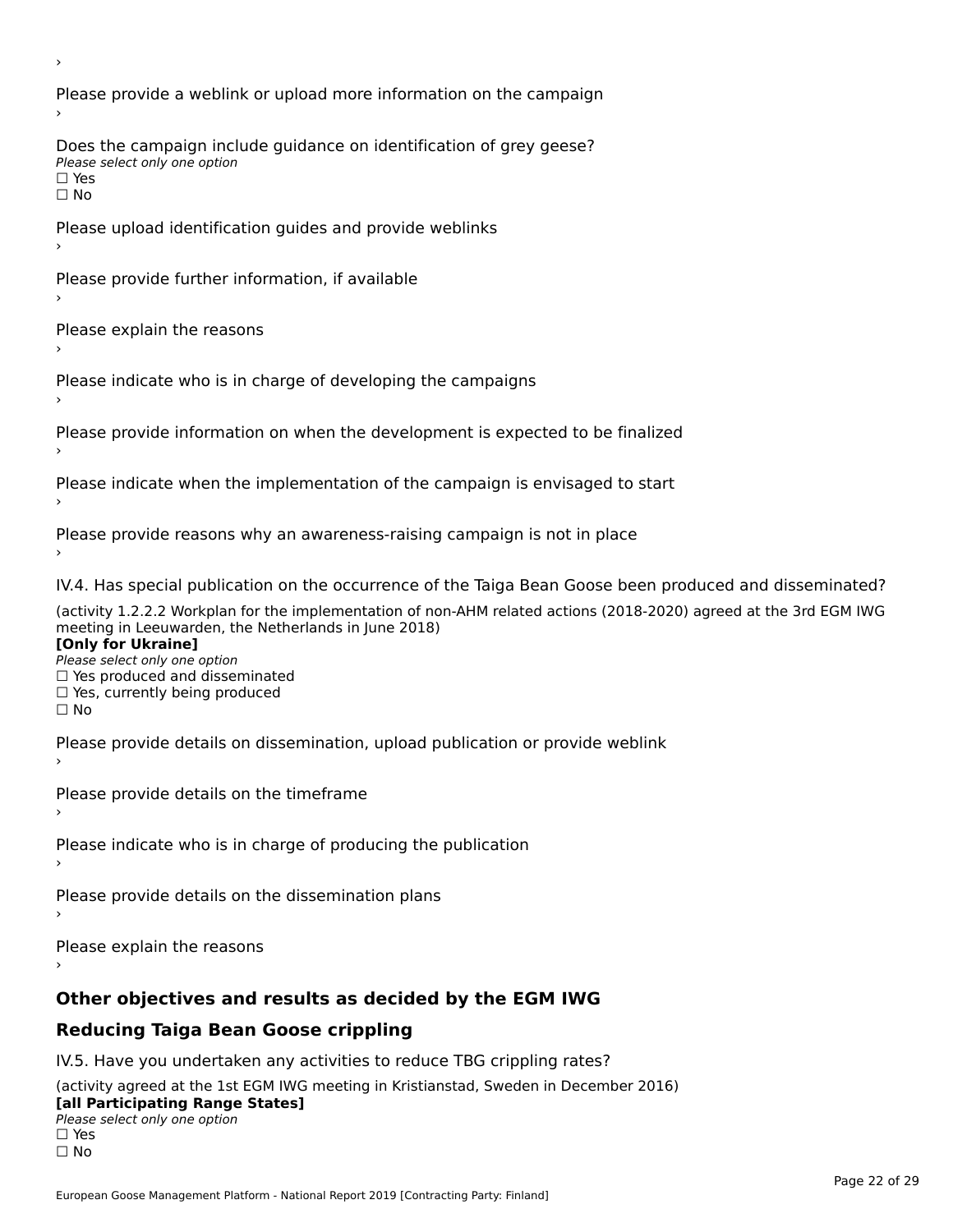›

Please provide a weblink or upload more information on the campaign

›

Does the campaign include guidance on identification of grey geese?

*Please select only one option*

☐ Yes

☐ No

Please upload identification guides and provide weblinks

›

Please provide further information, if available

›

Please explain the reasons

›

Please indicate who is in charge of developing the campaigns

›

Please provide information on when the development is expected to be finalized

›

Please indicate when the implementation of the campaign is envisaged to start

›

Please provide reasons why an awareness-raising campaign is not in place

›

IV.4. Has special publication on the occurrence of the Taiga Bean Goose been produced and disseminated?

(activity 1.2.2.2 Workplan for the implementation of non-AHM related actions (2018-2020) agreed at the 3rd EGM IWG meeting in Leeuwarden, the Netherlands in June 2018)

**[Only for Ukraine]**

*Please select only one option*

☐ Yes produced and disseminated

☐ Yes, currently being produced

☐ No

Please provide details on dissemination, upload publication or provide weblink

›

Please provide details on the timeframe

›

Please indicate who is in charge of producing the publication

›

Please provide details on the dissemination plans

›

Please explain the reasons

›

## Other objectives and results as decided by the EGM IWG

## Reducing Taiga Bean Goose crippling

IV.5. Have you undertaken any activities to reduce TBG crippling rates?

(activity agreed at the 1st EGM IWG meeting in Kristianstad, Sweden in December 2016)

**[all Participating Range States]**

*Please select only one option*

☐ Yes

☐ No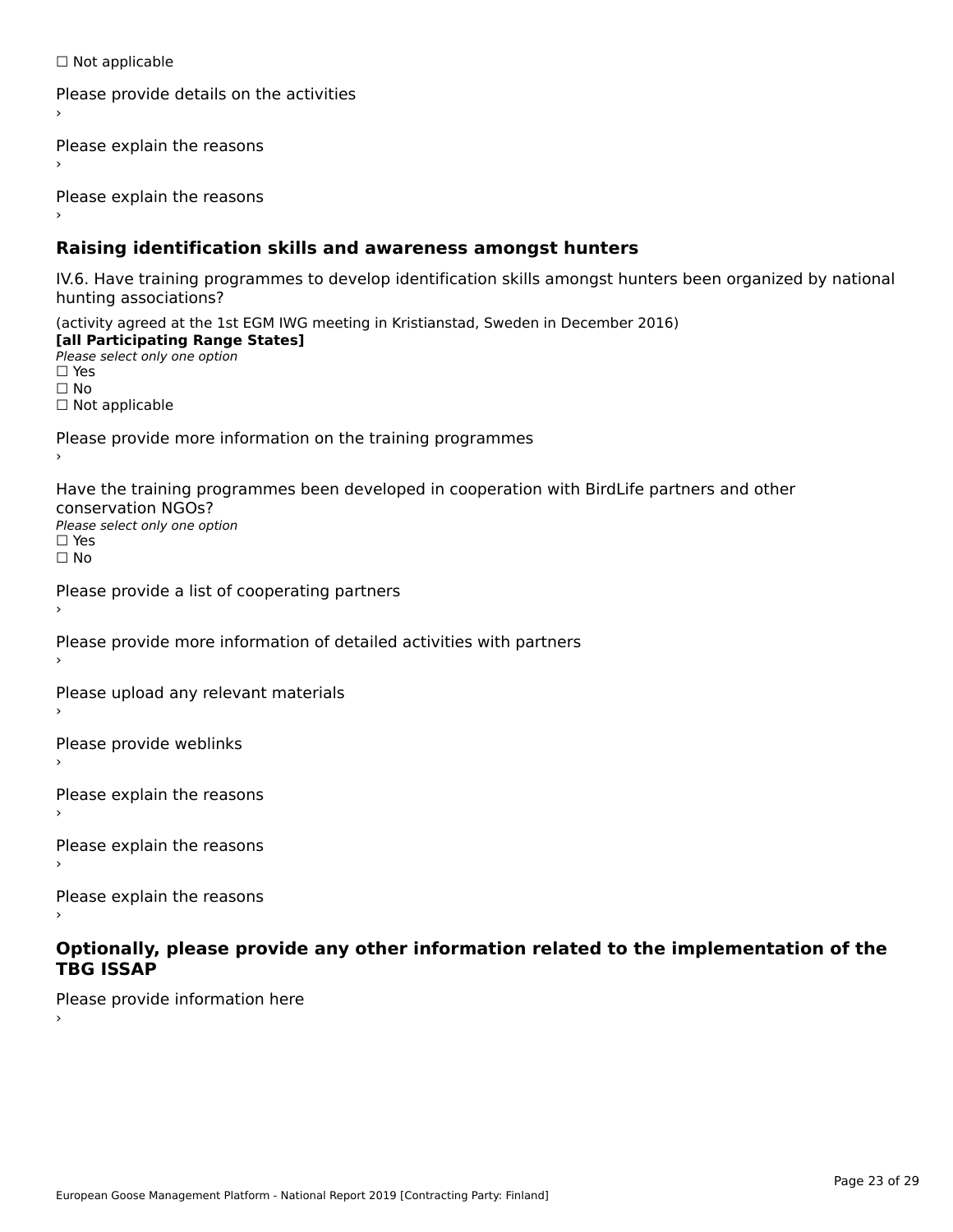☐ Not applicable

Please provide details on the activities
›

Please explain the reasons
›

Please explain the reasons
›

### Raising identification skills and awareness amongst hunters

IV.6. Have training programmes to develop identification skills amongst hunters been organized by national hunting associations?

(activity agreed at the 1st EGM IWG meeting in Kristianstad, Sweden in December 2016)
**[all Participating Range States]**
*Please select only one option*
☐ Yes
☐ No
☐ Not applicable

Please provide more information on the training programmes
›

Have the training programmes been developed in cooperation with BirdLife partners and other conservation NGOs?
*Please select only one option*
☐ Yes
☐ No

Please provide a list of cooperating partners
›

Please provide more information of detailed activities with partners
›

Please upload any relevant materials
›

Please provide weblinks
›

Please explain the reasons
›

Please explain the reasons
›

Please explain the reasons
›

### Optionally, please provide any other information related to the implementation of the TBG ISSAP

Please provide information here
›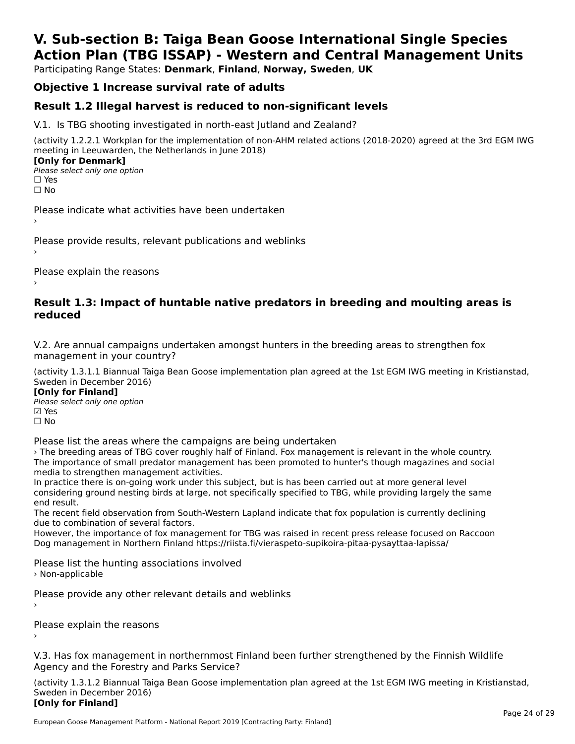# V. Sub-section B: Taiga Bean Goose International Single Species Action Plan (TBG ISSAP) - Western and Central Management Units

Participating Range States: **Denmark**, **Finland**, **Norway, Sweden**, **UK**

## Objective 1 Increase survival rate of adults

## Result 1.2 Illegal harvest is reduced to non-significant levels

V.1. Is TBG shooting investigated in north-east Jutland and Zealand?

(activity 1.2.2.1 Workplan for the implementation of non-AHM related actions (2018-2020) agreed at the 3rd EGM IWG meeting in Leeuwarden, the Netherlands in June 2018)

**[Only for Denmark]**

*Please select only one option*

☐ Yes

☐ No

Please indicate what activities have been undertaken

›

Please provide results, relevant publications and weblinks

›

Please explain the reasons

›

## Result 1.3: Impact of huntable native predators in breeding and moulting areas is reduced

V.2. Are annual campaigns undertaken amongst hunters in the breeding areas to strengthen fox management in your country?

(activity 1.3.1.1 Biannual Taiga Bean Goose implementation plan agreed at the 1st EGM IWG meeting in Kristianstad, Sweden in December 2016)

**[Only for Finland]**

*Please select only one option*

☑ Yes

☐ No

Please list the areas where the campaigns are being undertaken

› The breeding areas of TBG cover roughly half of Finland. Fox management is relevant in the whole country. The importance of small predator management has been promoted to hunter's though magazines and social media to strengthen management activities.

In practice there is on-going work under this subject, but is has been carried out at more general level considering ground nesting birds at large, not specifically specified to TBG, while providing largely the same end result.

The recent field observation from South-Western Lapland indicate that fox population is currently declining due to combination of several factors.

However, the importance of fox management for TBG was raised in recent press release focused on Raccoon Dog management in Northern Finland https://riista.fi/vieraspeto-supikoira-pitaa-pysayttaa-lapissa/

Please list the hunting associations involved

› Non-applicable

Please provide any other relevant details and weblinks

›

Please explain the reasons

›

V.3. Has fox management in northernmost Finland been further strengthened by the Finnish Wildlife Agency and the Forestry and Parks Service?

(activity 1.3.1.2 Biannual Taiga Bean Goose implementation plan agreed at the 1st EGM IWG meeting in Kristianstad, Sweden in December 2016)

**[Only for Finland]**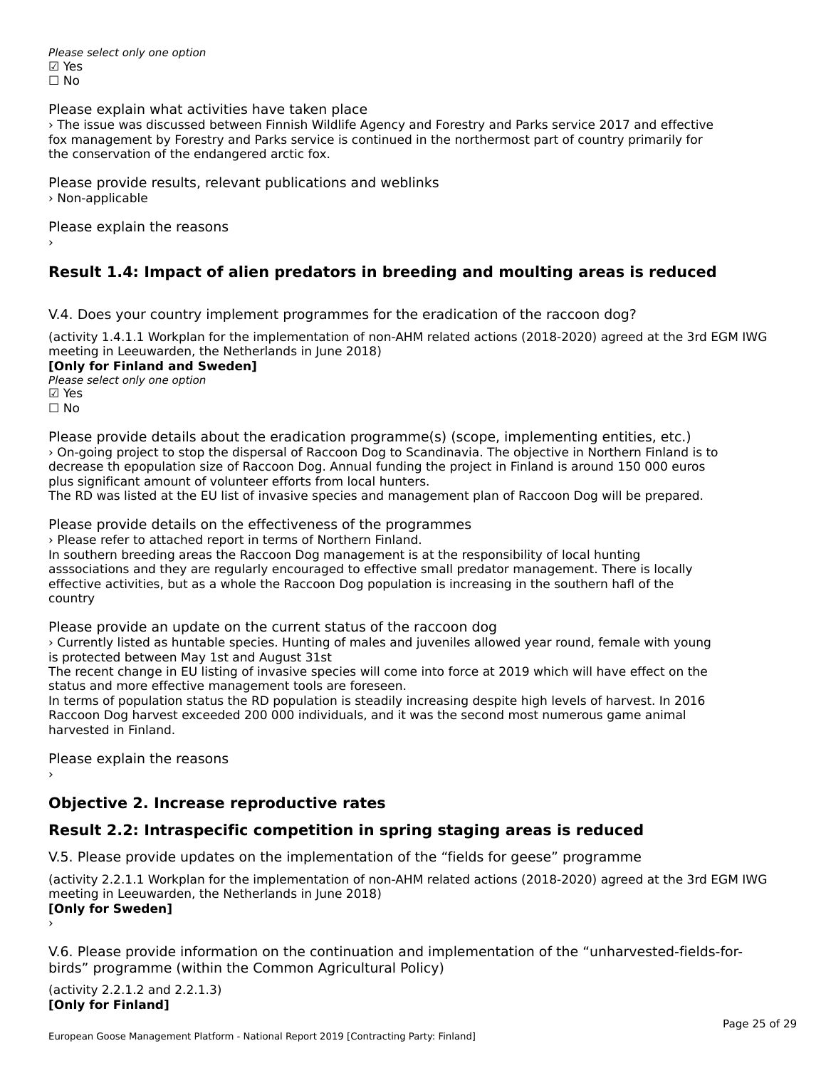*Please select only one option*
☑ Yes
☐ No

Please explain what activities have taken place
› The issue was discussed between Finnish Wildlife Agency and Forestry and Parks service 2017 and effective fox management by Forestry and Parks service is continued in the northermost part of country primarily for the conservation of the endangered arctic fox.

Please provide results, relevant publications and weblinks
› Non-applicable

Please explain the reasons
›

## Result 1.4: Impact of alien predators in breeding and moulting areas is reduced

V.4. Does your country implement programmes for the eradication of the raccoon dog?

(activity 1.4.1.1 Workplan for the implementation of non-AHM related actions (2018-2020) agreed at the 3rd EGM IWG meeting in Leeuwarden, the Netherlands in June 2018)
**[Only for Finland and Sweden]**
*Please select only one option*
☑ Yes
☐ No

Please provide details about the eradication programme(s) (scope, implementing entities, etc.)
› On-going project to stop the dispersal of Raccoon Dog to Scandinavia. The objective in Northern Finland is to decrease th epopulation size of Raccoon Dog. Annual funding the project in Finland is around 150 000 euros plus significant amount of volunteer efforts from local hunters.
The RD was listed at the EU list of invasive species and management plan of Raccoon Dog will be prepared.

Please provide details on the effectiveness of the programmes
› Please refer to attached report in terms of Northern Finland.
In southern breeding areas the Raccoon Dog management is at the responsibility of local hunting asssociations and they are regularly encouraged to effective small predator management. There is locally effective activities, but as a whole the Raccoon Dog population is increasing in the southern hafl of the country

Please provide an update on the current status of the raccoon dog
› Currently listed as huntable species. Hunting of males and juveniles allowed year round, female with young is protected between May 1st and August 31st
The recent change in EU listing of invasive species will come into force at 2019 which will have effect on the status and more effective management tools are foreseen.
In terms of population status the RD population is steadily increasing despite high levels of harvest. In 2016 Raccoon Dog harvest exceeded 200 000 individuals, and it was the second most numerous game animal harvested in Finland.

Please explain the reasons
›

## Objective 2. Increase reproductive rates

## Result 2.2: Intraspecific competition in spring staging areas is reduced

V.5. Please provide updates on the implementation of the “fields for geese” programme

(activity 2.2.1.1 Workplan for the implementation of non-AHM related actions (2018-2020) agreed at the 3rd EGM IWG meeting in Leeuwarden, the Netherlands in June 2018)
**[Only for Sweden]**
›

V.6. Please provide information on the continuation and implementation of the “unharvested-fields-for-birds” programme (within the Common Agricultural Policy)

(activity 2.2.1.2 and 2.2.1.3)
**[Only for Finland]**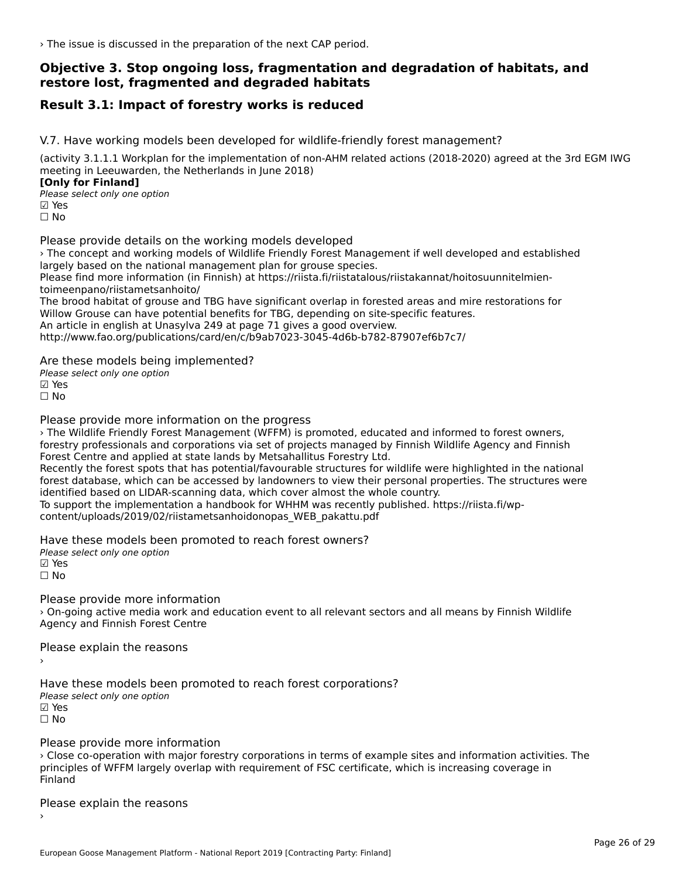› The issue is discussed in the preparation of the next CAP period.

## Objective 3. Stop ongoing loss, fragmentation and degradation of habitats, and restore lost, fragmented and degraded habitats

## Result 3.1: Impact of forestry works is reduced

V.7. Have working models been developed for wildlife-friendly forest management?

(activity 3.1.1.1 Workplan for the implementation of non-AHM related actions (2018-2020) agreed at the 3rd EGM IWG meeting in Leeuwarden, the Netherlands in June 2018)
**[Only for Finland]**
*Please select only one option*
☑ Yes
☐ No

Please provide details on the working models developed
› The concept and working models of Wildlife Friendly Forest Management if well developed and established largely based on the national management plan for grouse species.
Please find more information (in Finnish) at https://riista.fi/riistatalous/riistakannat/hoitosuunnitelmien-toimeenpano/riistametsanhoito/
The brood habitat of grouse and TBG have significant overlap in forested areas and mire restorations for Willow Grouse can have potential benefits for TBG, depending on site-specific features.
An article in english at Unasylva 249 at page 71 gives a good overview.
http://www.fao.org/publications/card/en/c/b9ab7023-3045-4d6b-b782-87907ef6b7c7/

Are these models being implemented?
*Please select only one option*
☑ Yes
☐ No

Please provide more information on the progress
› The Wildlife Friendly Forest Management (WFFM) is promoted, educated and informed to forest owners, forestry professionals and corporations via set of projects managed by Finnish Wildlife Agency and Finnish Forest Centre and applied at state lands by Metsahallitus Forestry Ltd.
Recently the forest spots that has potential/favourable structures for wildlife were highlighted in the national forest database, which can be accessed by landowners to view their personal properties. The structures were identified based on LIDAR-scanning data, which cover almost the whole country.
To support the implementation a handbook for WHHM was recently published. https://riista.fi/wp-content/uploads/2019/02/riistametsanhoidonopas_WEB_pakattu.pdf

Have these models been promoted to reach forest owners?
*Please select only one option*
☑ Yes
☐ No

Please provide more information
› On-going active media work and education event to all relevant sectors and all means by Finnish Wildlife Agency and Finnish Forest Centre

Please explain the reasons
›

Have these models been promoted to reach forest corporations?
*Please select only one option*
☑ Yes
☐ No

Please provide more information
› Close co-operation with major forestry corporations in terms of example sites and information activities. The principles of WFFM largely overlap with requirement of FSC certificate, which is increasing coverage in Finland

Please explain the reasons
›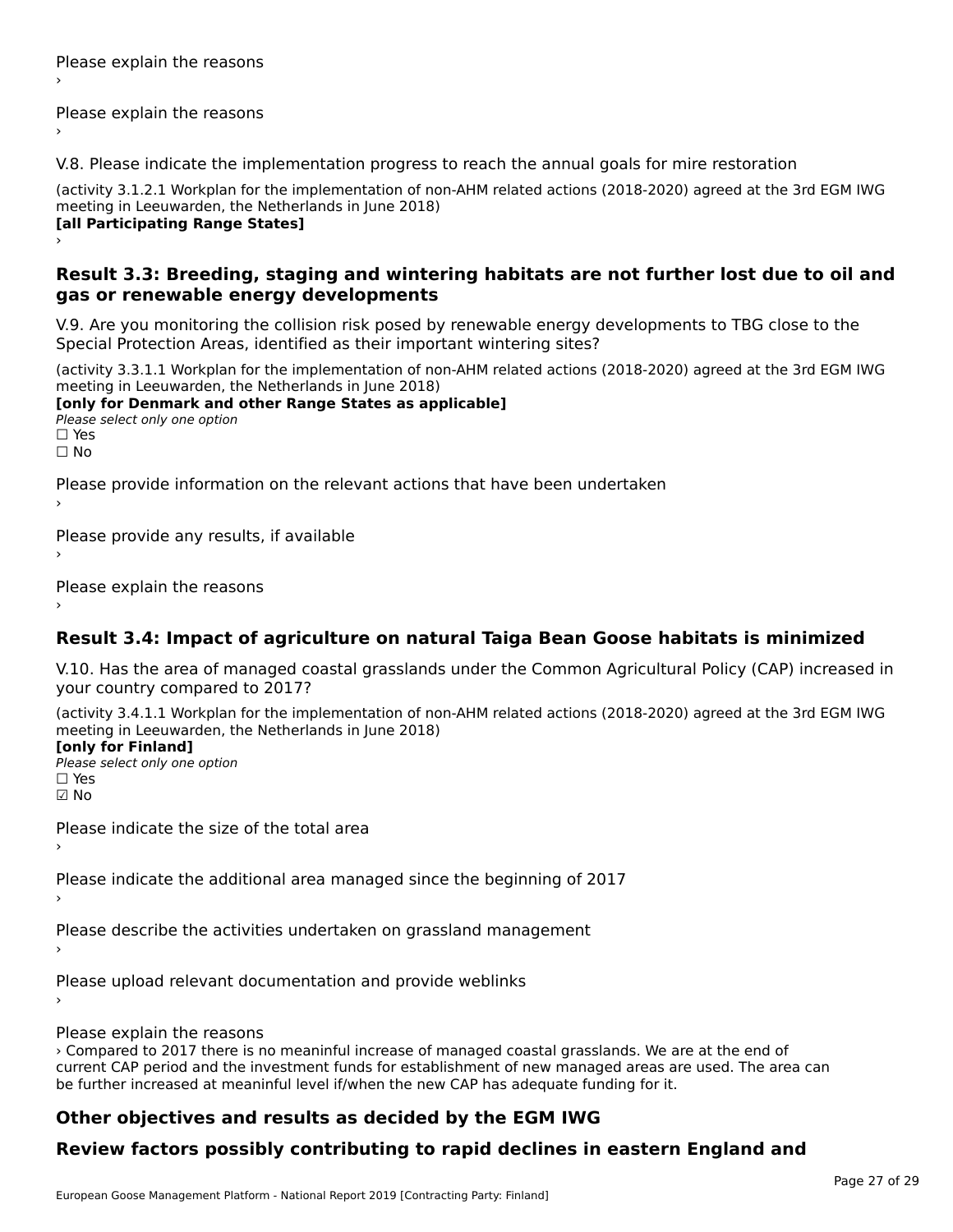Please explain the reasons
›

Please explain the reasons
›

V.8. Please indicate the implementation progress to reach the annual goals for mire restoration

(activity 3.1.2.1 Workplan for the implementation of non-AHM related actions (2018-2020) agreed at the 3rd EGM IWG meeting in Leeuwarden, the Netherlands in June 2018)
**[all Participating Range States]**
›

## Result 3.3: Breeding, staging and wintering habitats are not further lost due to oil and gas or renewable energy developments

V.9. Are you monitoring the collision risk posed by renewable energy developments to TBG close to the Special Protection Areas, identified as their important wintering sites?

(activity 3.3.1.1 Workplan for the implementation of non-AHM related actions (2018-2020) agreed at the 3rd EGM IWG meeting in Leeuwarden, the Netherlands in June 2018)
**[only for Denmark and other Range States as applicable]**
*Please select only one option*
☐ Yes
☐ No

Please provide information on the relevant actions that have been undertaken
›

Please provide any results, if available
›

Please explain the reasons
›

## Result 3.4: Impact of agriculture on natural Taiga Bean Goose habitats is minimized

V.10. Has the area of managed coastal grasslands under the Common Agricultural Policy (CAP) increased in your country compared to 2017?

(activity 3.4.1.1 Workplan for the implementation of non-AHM related actions (2018-2020) agreed at the 3rd EGM IWG meeting in Leeuwarden, the Netherlands in June 2018)
**[only for Finland]**
*Please select only one option*
☐ Yes
☑ No

Please indicate the size of the total area
›

Please indicate the additional area managed since the beginning of 2017
›

Please describe the activities undertaken on grassland management
›

Please upload relevant documentation and provide weblinks
›

Please explain the reasons
› Compared to 2017 there is no meaninful increase of managed coastal grasslands. We are at the end of current CAP period and the investment funds for establishment of new managed areas are used. The area can be further increased at meaninful level if/when the new CAP has adequate funding for it.

## Other objectives and results as decided by the EGM IWG

## Review factors possibly contributing to rapid declines in eastern England and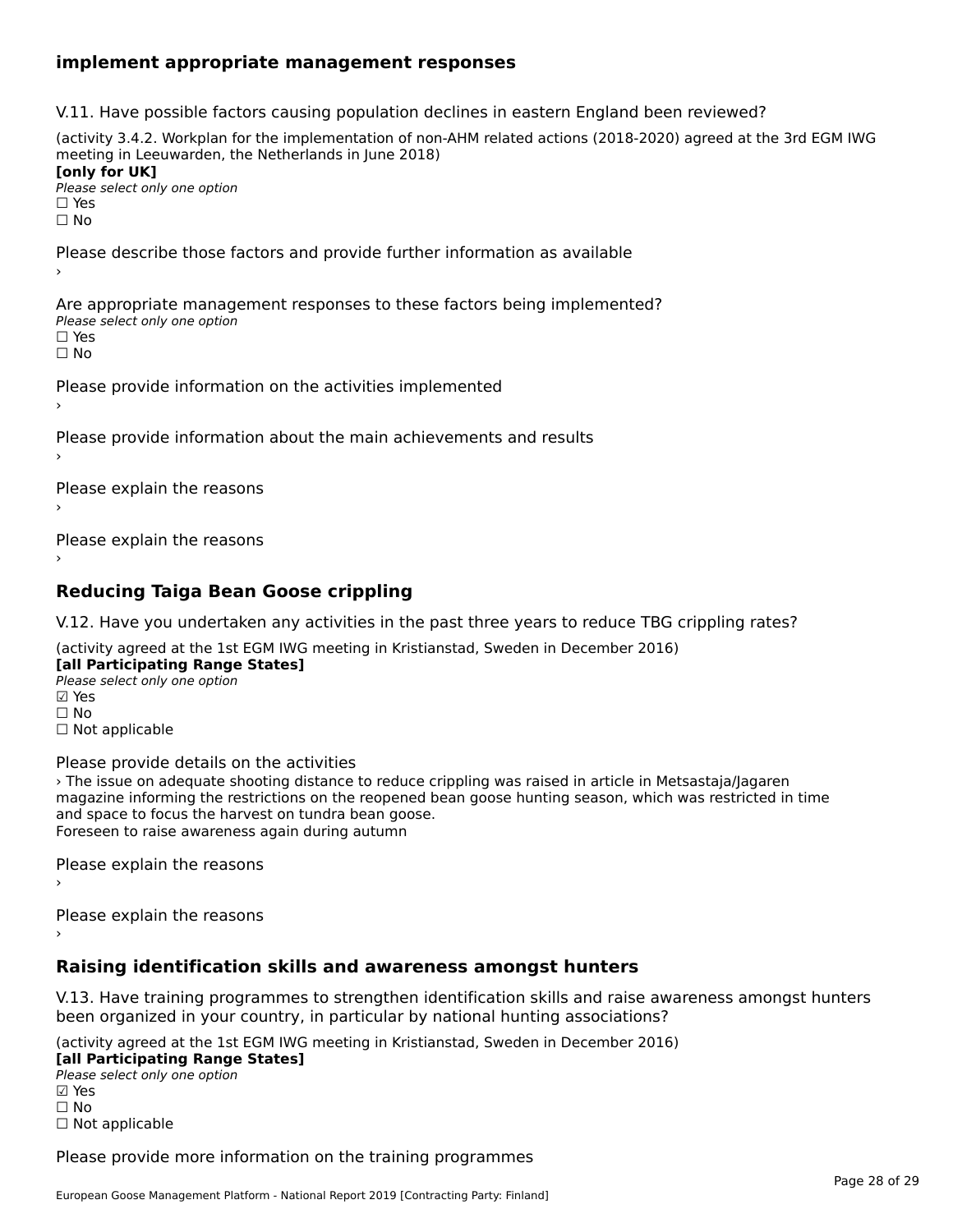### implement appropriate management responses

V.11. Have possible factors causing population declines in eastern England been reviewed?

(activity 3.4.2. Workplan for the implementation of non-AHM related actions (2018-2020) agreed at the 3rd EGM IWG meeting in Leeuwarden, the Netherlands in June 2018)

**[only for UK]**

*Please select only one option*

☐ Yes

☐ No

Please describe those factors and provide further information as available

›

Are appropriate management responses to these factors being implemented?

*Please select only one option*

☐ Yes

☐ No

Please provide information on the activities implemented

›

Please provide information about the main achievements and results

›

Please explain the reasons

›

Please explain the reasons

›

## Reducing Taiga Bean Goose crippling

V.12. Have you undertaken any activities in the past three years to reduce TBG crippling rates?

(activity agreed at the 1st EGM IWG meeting in Kristianstad, Sweden in December 2016)

**[all Participating Range States]**

*Please select only one option*

☑ Yes

☐ No

☐ Not applicable

Please provide details on the activities

› The issue on adequate shooting distance to reduce crippling was raised in article in Metsastaja/Jagaren magazine informing the restrictions on the reopened bean goose hunting season, which was restricted in time and space to focus the harvest on tundra bean goose.
Foreseen to raise awareness again during autumn

Please explain the reasons

›

Please explain the reasons

›

## Raising identification skills and awareness amongst hunters

V.13. Have training programmes to strengthen identification skills and raise awareness amongst hunters been organized in your country, in particular by national hunting associations?

(activity agreed at the 1st EGM IWG meeting in Kristianstad, Sweden in December 2016)

**[all Participating Range States]**

*Please select only one option*

☑ Yes

☐ No

☐ Not applicable

Please provide more information on the training programmes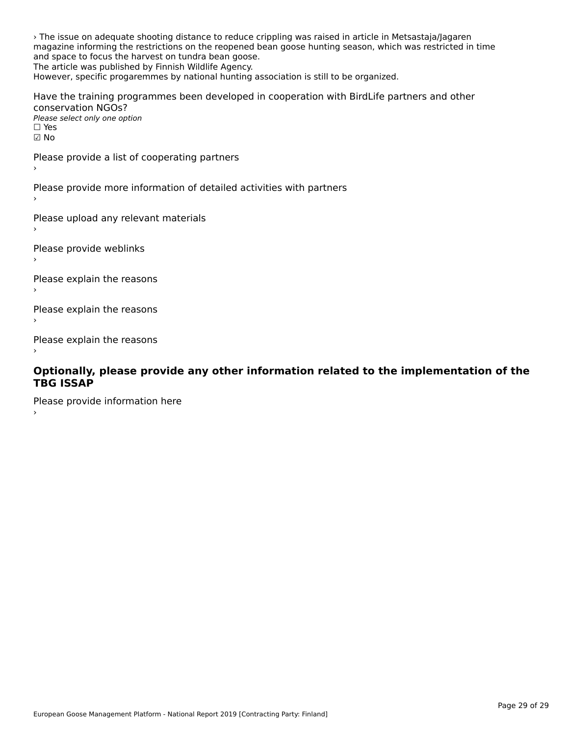› The issue on adequate shooting distance to reduce crippling was raised in article in Metsastaja/Jagaren magazine informing the restrictions on the reopened bean goose hunting season, which was restricted in time and space to focus the harvest on tundra bean goose.
The article was published by Finnish Wildlife Agency.
However, specific progaremmes by national hunting association is still to be organized.

Have the training programmes been developed in cooperation with BirdLife partners and other conservation NGOs?
*Please select only one option*
☐ Yes
☑ No

Please provide a list of cooperating partners
›

Please provide more information of detailed activities with partners
›

Please upload any relevant materials
›

Please provide weblinks
›

Please explain the reasons
›

Please explain the reasons
›

Please explain the reasons
›

## Optionally, please provide any other information related to the implementation of the TBG ISSAP

Please provide information here
›